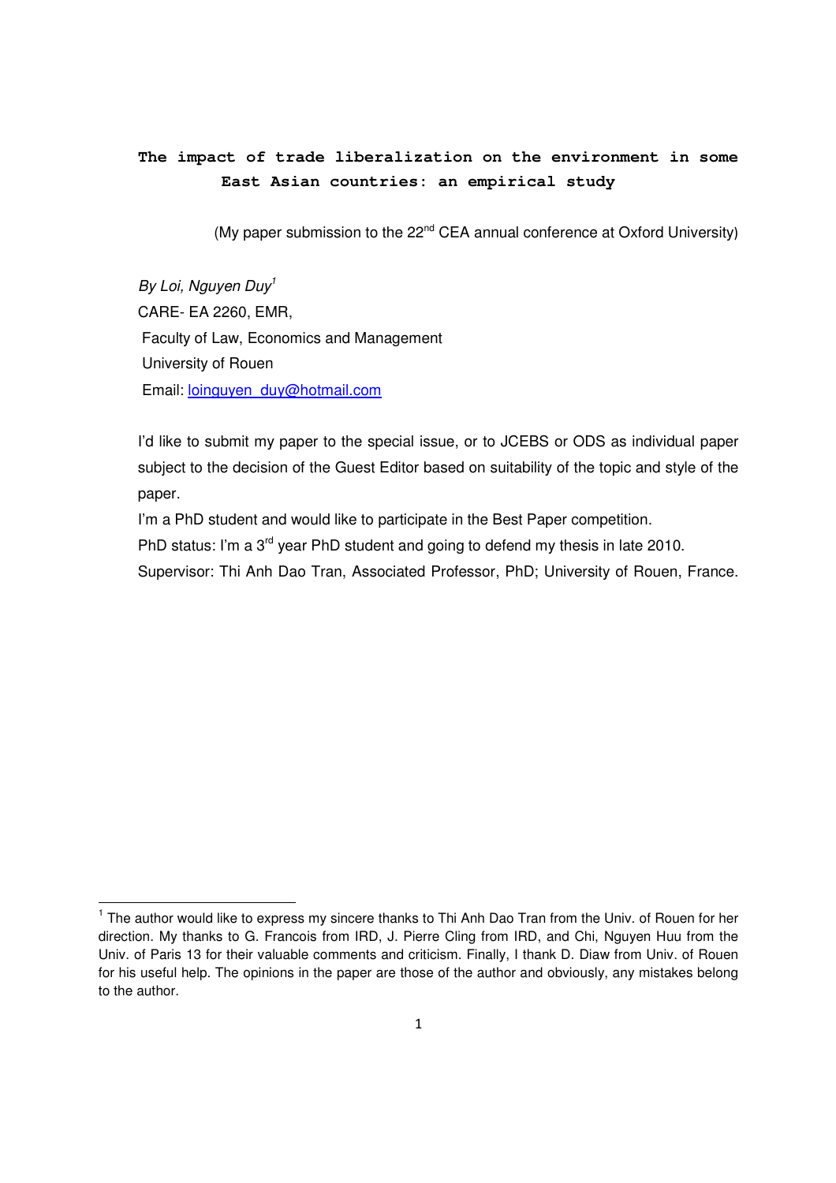# The impact of trade liberalization on the environment in some East Asian countries: an empirical study

(My paper submission to the 22nd CEA annual conference at Oxford University)

*By Loi, Nguyen Duy*[1]

CARE- EA 2260, EMR,
Faculty of Law, Economics and Management
University of Rouen
Email: loinguyen_duy@hotmail.com

I'd like to submit my paper to the special issue, or to JCEBS or ODS as individual paper subject to the decision of the Guest Editor based on suitability of the topic and style of the paper.

I'm a PhD student and would like to participate in the Best Paper competition.

PhD status: I'm a 3rd year PhD student and going to defend my thesis in late 2010.

Supervisor: Thi Anh Dao Tran, Associated Professor, PhD; University of Rouen, France.

---

[1] The author would like to express my sincere thanks to Thi Anh Dao Tran from the Univ. of Rouen for her direction. My thanks to G. Francois from IRD, J. Pierre Cling from IRD, and Chi, Nguyen Huu from the Univ. of Paris 13 for their valuable comments and criticism. Finally, I thank D. Diaw from Univ. of Rouen for his useful help. The opinions in the paper are those of the author and obviously, any mistakes belong to the author.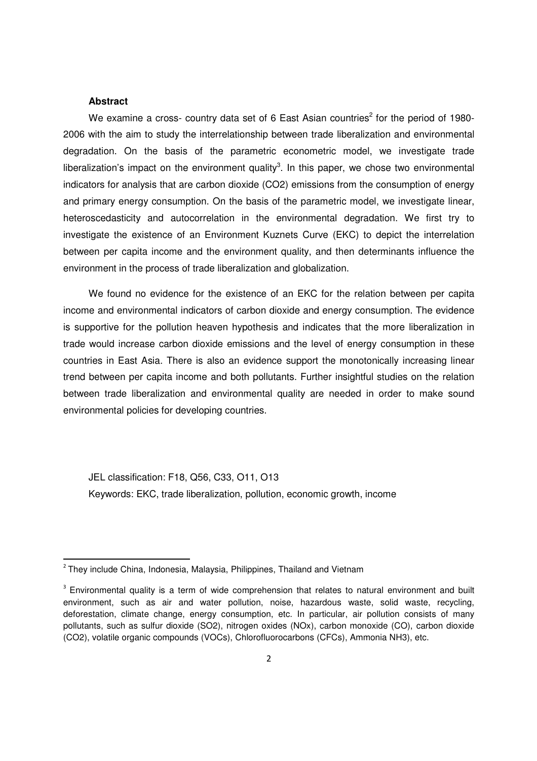**Abstract**

We examine a cross- country data set of 6 East Asian countries[2] for the period of 1980-2006 with the aim to study the interrelationship between trade liberalization and environmental degradation. On the basis of the parametric econometric model, we investigate trade liberalization's impact on the environment quality[3]. In this paper, we chose two environmental indicators for analysis that are carbon dioxide ($CO_2$) emissions from the consumption of energy and primary energy consumption. On the basis of the parametric model, we investigate linear, heteroscedasticity and autocorrelation in the environmental degradation. We first try to investigate the existence of an Environment Kuznets Curve (EKC) to depict the interrelation between per capita income and the environment quality, and then determinants influence the environment in the process of trade liberalization and globalization.

We found no evidence for the existence of an EKC for the relation between per capita income and environmental indicators of carbon dioxide and energy consumption. The evidence is supportive for the pollution heaven hypothesis and indicates that the more liberalization in trade would increase carbon dioxide emissions and the level of energy consumption in these countries in East Asia. There is also an evidence support the monotonically increasing linear trend between per capita income and both pollutants. Further insightful studies on the relation between trade liberalization and environmental quality are needed in order to make sound environmental policies for developing countries.

JEL classification: F18, Q56, C33, O11, O13

Keywords: EKC, trade liberalization, pollution, economic growth, income

---

[2] They include China, Indonesia, Malaysia, Philippines, Thailand and Vietnam

[3] Environmental quality is a term of wide comprehension that relates to natural environment and built environment, such as air and water pollution, noise, hazardous waste, solid waste, recycling, deforestation, climate change, energy consumption, etc. In particular, air pollution consists of many pollutants, such as sulfur dioxide ($SO_2$), nitrogen oxides ($NO_x$), carbon monoxide (CO), carbon dioxide ($CO_2$), volatile organic compounds (VOCs), Chlorofluorocarbons (CFCs), Ammonia $NH_3$), etc.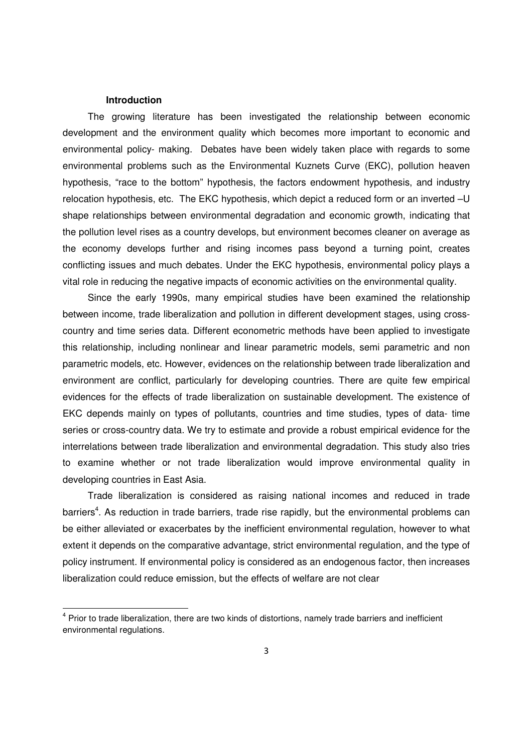## Introduction

The growing literature has been investigated the relationship between economic development and the environment quality which becomes more important to economic and environmental policy- making. Debates have been widely taken place with regards to some environmental problems such as the Environmental Kuznets Curve (EKC), pollution heaven hypothesis, "race to the bottom" hypothesis, the factors endowment hypothesis, and industry relocation hypothesis, etc. The EKC hypothesis, which depict a reduced form or an inverted –U shape relationships between environmental degradation and economic growth, indicating that the pollution level rises as a country develops, but environment becomes cleaner on average as the economy develops further and rising incomes pass beyond a turning point, creates conflicting issues and much debates. Under the EKC hypothesis, environmental policy plays a vital role in reducing the negative impacts of economic activities on the environmental quality.

Since the early 1990s, many empirical studies have been examined the relationship between income, trade liberalization and pollution in different development stages, using cross-country and time series data. Different econometric methods have been applied to investigate this relationship, including nonlinear and linear parametric models, semi parametric and non parametric models, etc. However, evidences on the relationship between trade liberalization and environment are conflict, particularly for developing countries. There are quite few empirical evidences for the effects of trade liberalization on sustainable development. The existence of EKC depends mainly on types of pollutants, countries and time studies, types of data- time series or cross-country data. We try to estimate and provide a robust empirical evidence for the interrelations between trade liberalization and environmental degradation. This study also tries to examine whether or not trade liberalization would improve environmental quality in developing countries in East Asia.

Trade liberalization is considered as raising national incomes and reduced in trade barriers[4]. As reduction in trade barriers, trade rise rapidly, but the environmental problems can be either alleviated or exacerbates by the inefficient environmental regulation, however to what extent it depends on the comparative advantage, strict environmental regulation, and the type of policy instrument. If environmental policy is considered as an endogenous factor, then increases liberalization could reduce emission, but the effects of welfare are not clear

[4] Prior to trade liberalization, there are two kinds of distortions, namely trade barriers and inefficient environmental regulations.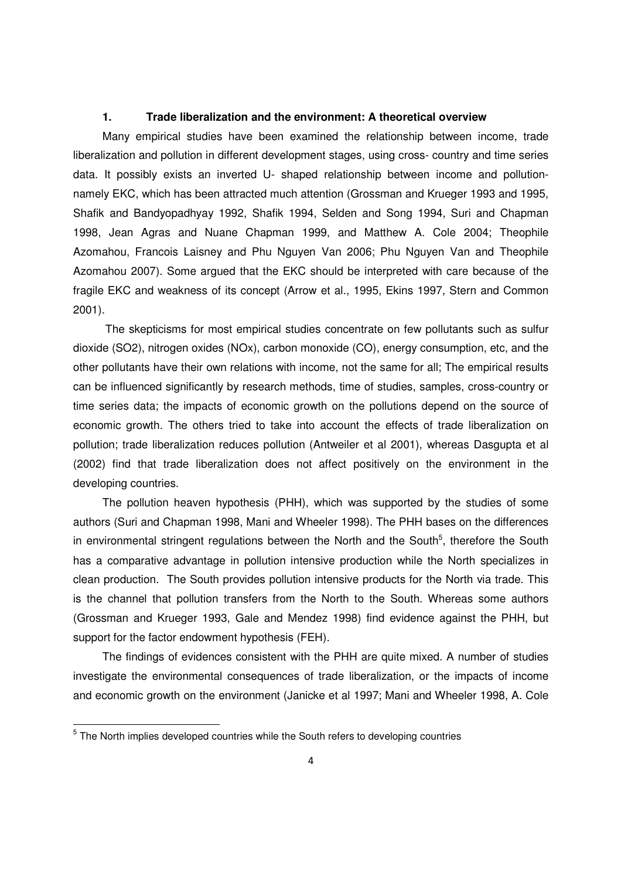## 1. Trade liberalization and the environment: A theoretical overview

Many empirical studies have been examined the relationship between income, trade liberalization and pollution in different development stages, using cross- country and time series data. It possibly exists an inverted U- shaped relationship between income and pollution- namely EKC, which has been attracted much attention (Grossman and Krueger 1993 and 1995, Shafik and Bandyopadhyay 1992, Shafik 1994, Selden and Song 1994, Suri and Chapman 1998, Jean Agras and Nuane Chapman 1999, and Matthew A. Cole 2004; Theophile Azomahou, Francois Laisney and Phu Nguyen Van 2006; Phu Nguyen Van and Theophile Azomahou 2007). Some argued that the EKC should be interpreted with care because of the fragile EKC and weakness of its concept (Arrow et al., 1995, Ekins 1997, Stern and Common 2001).

The skepticisms for most empirical studies concentrate on few pollutants such as sulfur dioxide ($SO_2$), nitrogen oxides ($NO_x$), carbon monoxide (CO), energy consumption, etc, and the other pollutants have their own relations with income, not the same for all; The empirical results can be influenced significantly by research methods, time of studies, samples, cross-country or time series data; the impacts of economic growth on the pollutions depend on the source of economic growth. The others tried to take into account the effects of trade liberalization on pollution; trade liberalization reduces pollution (Antweiler et al 2001), whereas Dasgupta et al (2002) find that trade liberalization does not affect positively on the environment in the developing countries.

The pollution heaven hypothesis (PHH), which was supported by the studies of some authors (Suri and Chapman 1998, Mani and Wheeler 1998). The PHH bases on the differences in environmental stringent regulations between the North and the South[5], therefore the South has a comparative advantage in pollution intensive production while the North specializes in clean production. The South provides pollution intensive products for the North via trade. This is the channel that pollution transfers from the North to the South. Whereas some authors (Grossman and Krueger 1993, Gale and Mendez 1998) find evidence against the PHH, but support for the factor endowment hypothesis (FEH).

The findings of evidences consistent with the PHH are quite mixed. A number of studies investigate the environmental consequences of trade liberalization, or the impacts of income and economic growth on the environment (Janicke et al 1997; Mani and Wheeler 1998, A. Cole

[5] The North implies developed countries while the South refers to developing countries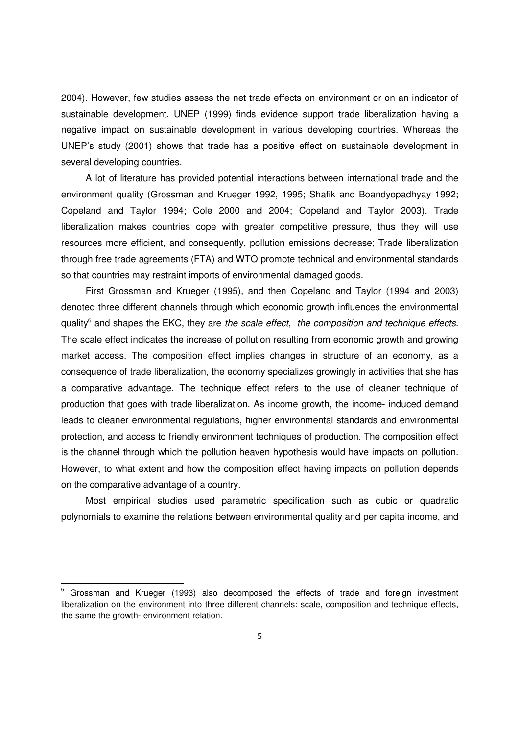2004). However, few studies assess the net trade effects on environment or on an indicator of sustainable development. UNEP (1999) finds evidence support trade liberalization having a negative impact on sustainable development in various developing countries. Whereas the UNEP's study (2001) shows that trade has a positive effect on sustainable development in several developing countries.

A lot of literature has provided potential interactions between international trade and the environment quality (Grossman and Krueger 1992, 1995; Shafik and Boandyopadhyay 1992; Copeland and Taylor 1994; Cole 2000 and 2004; Copeland and Taylor 2003). Trade liberalization makes countries cope with greater competitive pressure, thus they will use resources more efficient, and consequently, pollution emissions decrease; Trade liberalization through free trade agreements (FTA) and WTO promote technical and environmental standards so that countries may restraint imports of environmental damaged goods.

First Grossman and Krueger (1995), and then Copeland and Taylor (1994 and 2003) denoted three different channels through which economic growth influences the environmental quality[6] and shapes the EKC, they are *the scale effect, the composition and technique effects*. The scale effect indicates the increase of pollution resulting from economic growth and growing market access. The composition effect implies changes in structure of an economy, as a consequence of trade liberalization, the economy specializes growingly in activities that she has a comparative advantage. The technique effect refers to the use of cleaner technique of production that goes with trade liberalization. As income growth, the income- induced demand leads to cleaner environmental regulations, higher environmental standards and environmental protection, and access to friendly environment techniques of production. The composition effect is the channel through which the pollution heaven hypothesis would have impacts on pollution. However, to what extent and how the composition effect having impacts on pollution depends on the comparative advantage of a country.

Most empirical studies used parametric specification such as cubic or quadratic polynomials to examine the relations between environmental quality and per capita income, and

[6] Grossman and Krueger (1993) also decomposed the effects of trade and foreign investment liberalization on the environment into three different channels: scale, composition and technique effects, the same the growth- environment relation.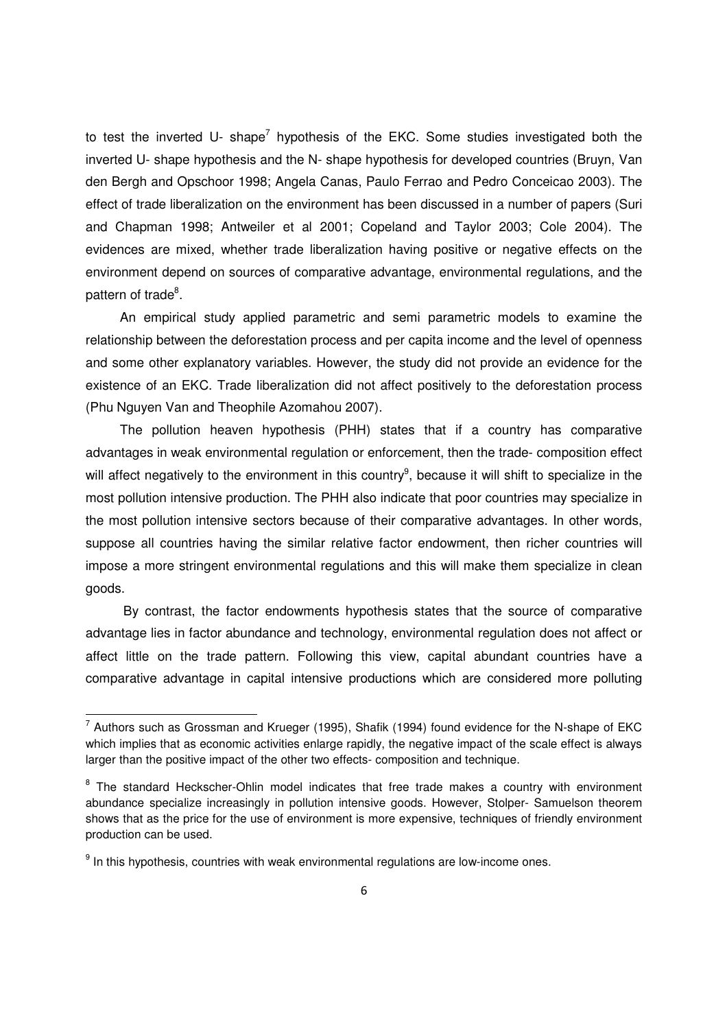to test the inverted U- shape[7] hypothesis of the EKC. Some studies investigated both the inverted U- shape hypothesis and the N- shape hypothesis for developed countries (Bruyn, Van den Bergh and Opschoor 1998; Angela Canas, Paulo Ferrao and Pedro Conceicao 2003). The effect of trade liberalization on the environment has been discussed in a number of papers (Suri and Chapman 1998; Antweiler et al 2001; Copeland and Taylor 2003; Cole 2004). The evidences are mixed, whether trade liberalization having positive or negative effects on the environment depend on sources of comparative advantage, environmental regulations, and the pattern of trade[8].

An empirical study applied parametric and semi parametric models to examine the relationship between the deforestation process and per capita income and the level of openness and some other explanatory variables. However, the study did not provide an evidence for the existence of an EKC. Trade liberalization did not affect positively to the deforestation process (Phu Nguyen Van and Theophile Azomahou 2007).

The pollution heaven hypothesis (PHH) states that if a country has comparative advantages in weak environmental regulation or enforcement, then the trade- composition effect will affect negatively to the environment in this country[9], because it will shift to specialize in the most pollution intensive production. The PHH also indicate that poor countries may specialize in the most pollution intensive sectors because of their comparative advantages. In other words, suppose all countries having the similar relative factor endowment, then richer countries will impose a more stringent environmental regulations and this will make them specialize in clean goods.

By contrast, the factor endowments hypothesis states that the source of comparative advantage lies in factor abundance and technology, environmental regulation does not affect or affect little on the trade pattern. Following this view, capital abundant countries have a comparative advantage in capital intensive productions which are considered more polluting

---

[7] Authors such as Grossman and Krueger (1995), Shafik (1994) found evidence for the N-shape of EKC which implies that as economic activities enlarge rapidly, the negative impact of the scale effect is always larger than the positive impact of the other two effects- composition and technique.

[8] The standard Heckscher-Ohlin model indicates that free trade makes a country with environment abundance specialize increasingly in pollution intensive goods. However, Stolper- Samuelson theorem shows that as the price for the use of environment is more expensive, techniques of friendly environment production can be used.

[9] In this hypothesis, countries with weak environmental regulations are low-income ones.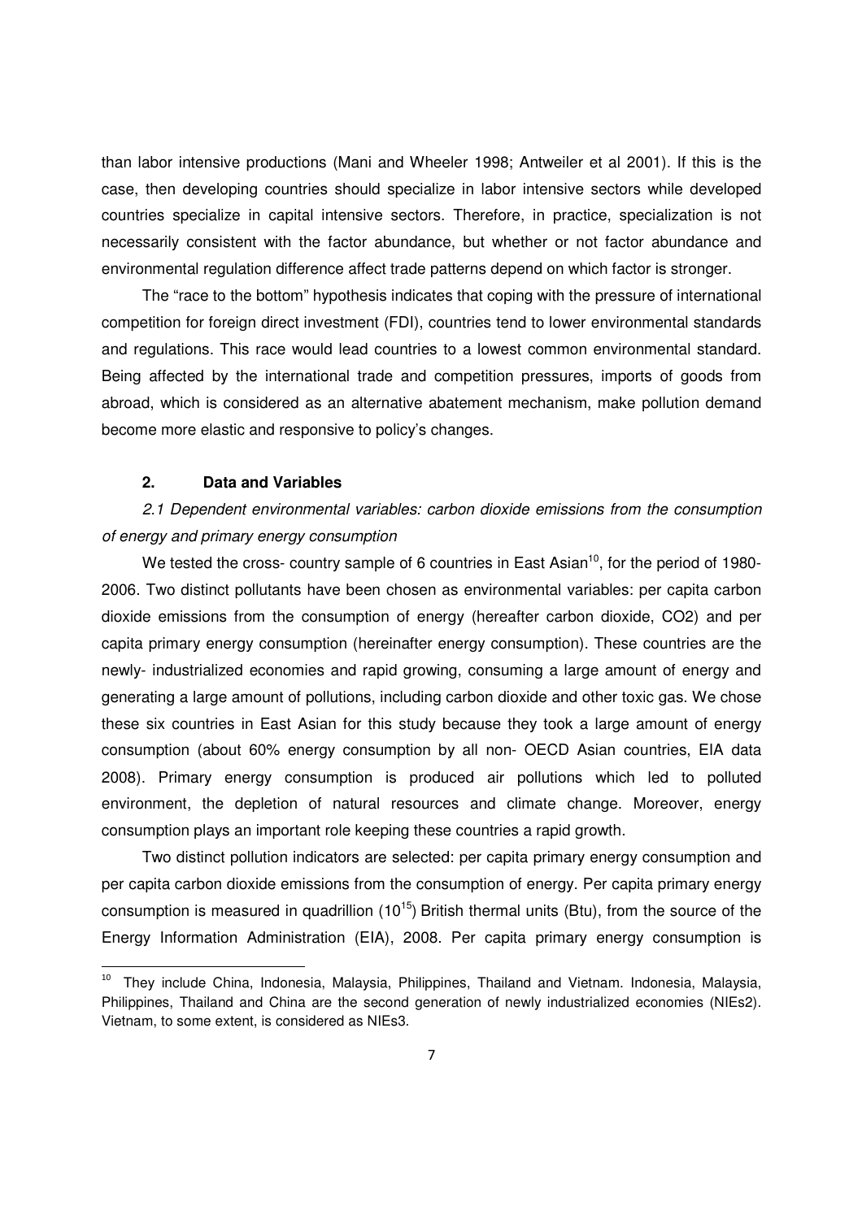than labor intensive productions (Mani and Wheeler 1998; Antweiler et al 2001). If this is the case, then developing countries should specialize in labor intensive sectors while developed countries specialize in capital intensive sectors. Therefore, in practice, specialization is not necessarily consistent with the factor abundance, but whether or not factor abundance and environmental regulation difference affect trade patterns depend on which factor is stronger.

The "race to the bottom" hypothesis indicates that coping with the pressure of international competition for foreign direct investment (FDI), countries tend to lower environmental standards and regulations. This race would lead countries to a lowest common environmental standard. Being affected by the international trade and competition pressures, imports of goods from abroad, which is considered as an alternative abatement mechanism, make pollution demand become more elastic and responsive to policy's changes.

## 2. Data and Variables

*2.1 Dependent environmental variables: carbon dioxide emissions from the consumption of energy and primary energy consumption*

We tested the cross- country sample of 6 countries in East Asian[10], for the period of 1980-2006. Two distinct pollutants have been chosen as environmental variables: per capita carbon dioxide emissions from the consumption of energy (hereafter carbon dioxide, CO2) and per capita primary energy consumption (hereinafter energy consumption). These countries are the newly- industrialized economies and rapid growing, consuming a large amount of energy and generating a large amount of pollutions, including carbon dioxide and other toxic gas. We chose these six countries in East Asian for this study because they took a large amount of energy consumption (about 60% energy consumption by all non- OECD Asian countries, EIA data 2008). Primary energy consumption is produced air pollutions which led to polluted environment, the depletion of natural resources and climate change. Moreover, energy consumption plays an important role keeping these countries a rapid growth.

Two distinct pollution indicators are selected: per capita primary energy consumption and per capita carbon dioxide emissions from the consumption of energy. Per capita primary energy consumption is measured in quadrillion ($10^{15}$) British thermal units (Btu), from the source of the Energy Information Administration (EIA), 2008. Per capita primary energy consumption is

---

[10] They include China, Indonesia, Malaysia, Philippines, Thailand and Vietnam. Indonesia, Malaysia, Philippines, Thailand and China are the second generation of newly industrialized economies (NIEs2). Vietnam, to some extent, is considered as NIEs3.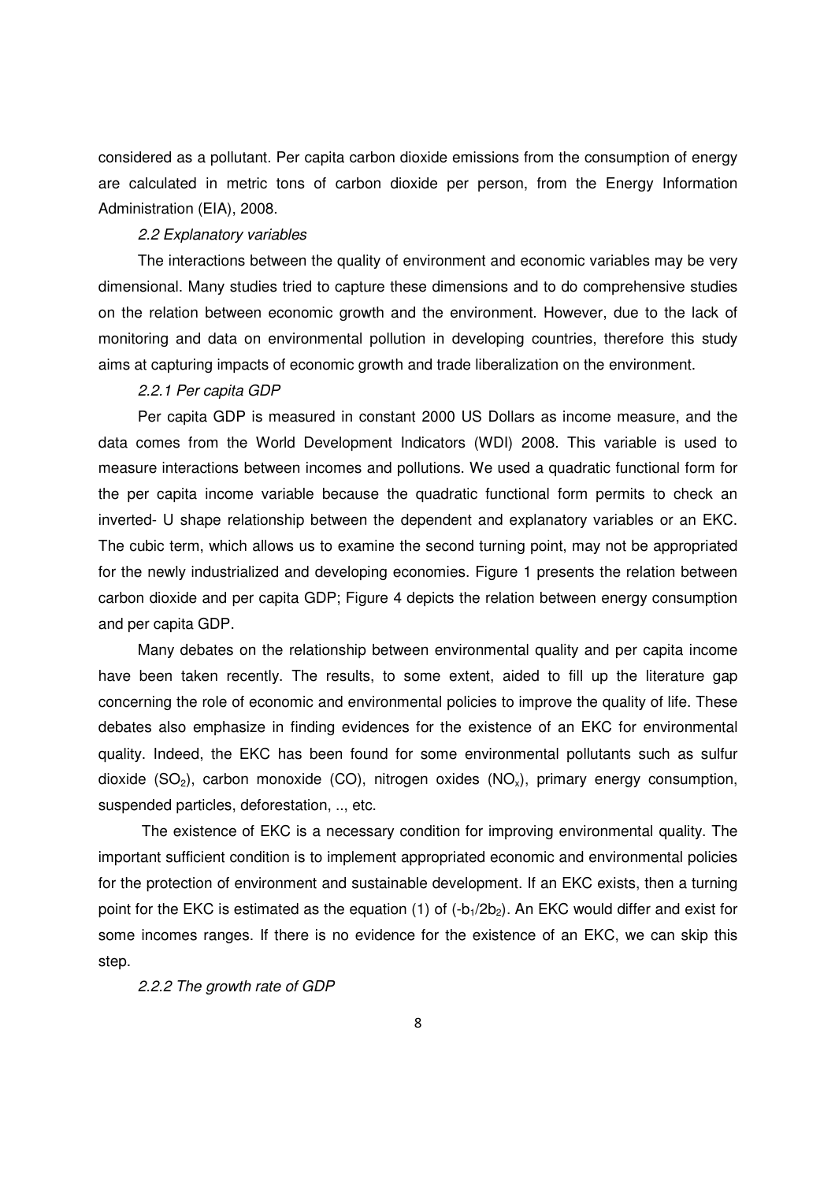considered as a pollutant. Per capita carbon dioxide emissions from the consumption of energy are calculated in metric tons of carbon dioxide per person, from the Energy Information Administration (EIA), 2008.

*2.2 Explanatory variables*

The interactions between the quality of environment and economic variables may be very dimensional. Many studies tried to capture these dimensions and to do comprehensive studies on the relation between economic growth and the environment. However, due to the lack of monitoring and data on environmental pollution in developing countries, therefore this study aims at capturing impacts of economic growth and trade liberalization on the environment.

*2.2.1 Per capita GDP*

Per capita GDP is measured in constant 2000 US Dollars as income measure, and the data comes from the World Development Indicators (WDI) 2008. This variable is used to measure interactions between incomes and pollutions. We used a quadratic functional form for the per capita income variable because the quadratic functional form permits to check an inverted- U shape relationship between the dependent and explanatory variables or an EKC. The cubic term, which allows us to examine the second turning point, may not be appropriated for the newly industrialized and developing economies. Figure 1 presents the relation between carbon dioxide and per capita GDP; Figure 4 depicts the relation between energy consumption and per capita GDP.

Many debates on the relationship between environmental quality and per capita income have been taken recently. The results, to some extent, aided to fill up the literature gap concerning the role of economic and environmental policies to improve the quality of life. These debates also emphasize in finding evidences for the existence of an EKC for environmental quality. Indeed, the EKC has been found for some environmental pollutants such as sulfur dioxide ($SO_2$), carbon monoxide (CO), nitrogen oxides ($NO_x$), primary energy consumption, suspended particles, deforestation, .., etc.

The existence of EKC is a necessary condition for improving environmental quality. The important sufficient condition is to implement appropriated economic and environmental policies for the protection of environment and sustainable development. If an EKC exists, then a turning point for the EKC is estimated as the equation (1) of ($-b_1/2b_2$). An EKC would differ and exist for some incomes ranges. If there is no evidence for the existence of an EKC, we can skip this step.

*2.2.2 The growth rate of GDP*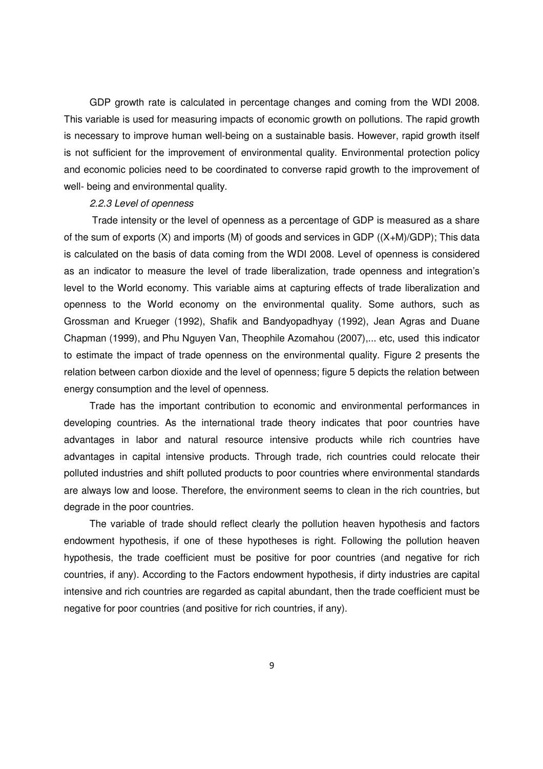GDP growth rate is calculated in percentage changes and coming from the WDI 2008. This variable is used for measuring impacts of economic growth on pollutions. The rapid growth is necessary to improve human well-being on a sustainable basis. However, rapid growth itself is not sufficient for the improvement of environmental quality. Environmental protection policy and economic policies need to be coordinated to converse rapid growth to the improvement of well- being and environmental quality.

#### *2.2.3 Level of openness*

Trade intensity or the level of openness as a percentage of GDP is measured as a share of the sum of exports (X) and imports (M) of goods and services in GDP ((X+M)/GDP); This data is calculated on the basis of data coming from the WDI 2008. Level of openness is considered as an indicator to measure the level of trade liberalization, trade openness and integration's level to the World economy. This variable aims at capturing effects of trade liberalization and openness to the World economy on the environmental quality. Some authors, such as Grossman and Krueger (1992), Shafik and Bandyopadhyay (1992), Jean Agras and Duane Chapman (1999), and Phu Nguyen Van, Theophile Azomahou (2007),... etc, used this indicator to estimate the impact of trade openness on the environmental quality. Figure 2 presents the relation between carbon dioxide and the level of openness; figure 5 depicts the relation between energy consumption and the level of openness.

Trade has the important contribution to economic and environmental performances in developing countries. As the international trade theory indicates that poor countries have advantages in labor and natural resource intensive products while rich countries have advantages in capital intensive products. Through trade, rich countries could relocate their polluted industries and shift polluted products to poor countries where environmental standards are always low and loose. Therefore, the environment seems to clean in the rich countries, but degrade in the poor countries.

The variable of trade should reflect clearly the pollution heaven hypothesis and factors endowment hypothesis, if one of these hypotheses is right. Following the pollution heaven hypothesis, the trade coefficient must be positive for poor countries (and negative for rich countries, if any). According to the Factors endowment hypothesis, if dirty industries are capital intensive and rich countries are regarded as capital abundant, then the trade coefficient must be negative for poor countries (and positive for rich countries, if any).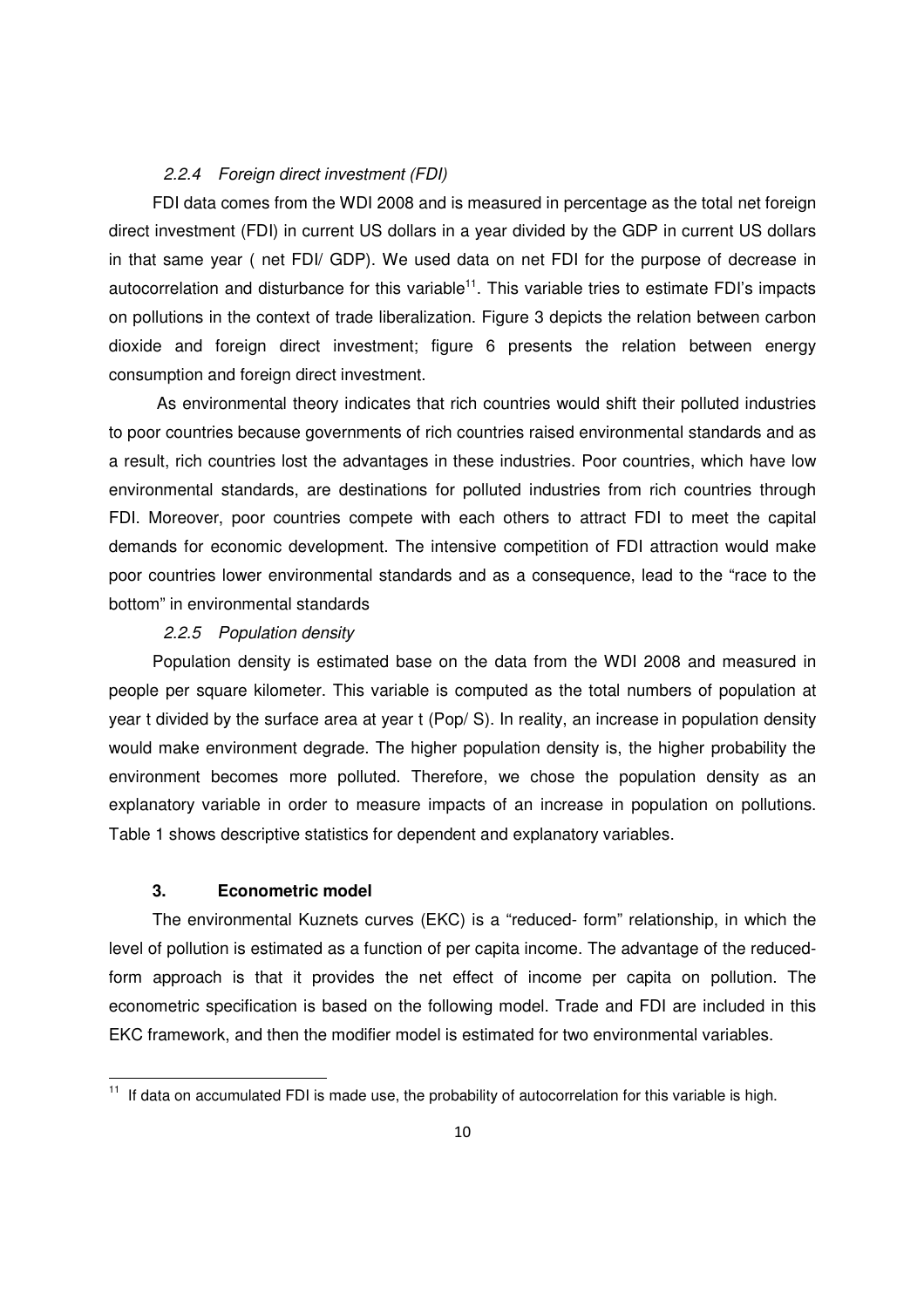### *2.2.4 Foreign direct investment (FDI)*

FDI data comes from the WDI 2008 and is measured in percentage as the total net foreign direct investment (FDI) in current US dollars in a year divided by the GDP in current US dollars in that same year ( net FDI/ GDP). We used data on net FDI for the purpose of decrease in autocorrelation and disturbance for this variable[11]. This variable tries to estimate FDI's impacts on pollutions in the context of trade liberalization. Figure 3 depicts the relation between carbon dioxide and foreign direct investment; figure 6 presents the relation between energy consumption and foreign direct investment.

As environmental theory indicates that rich countries would shift their polluted industries to poor countries because governments of rich countries raised environmental standards and as a result, rich countries lost the advantages in these industries. Poor countries, which have low environmental standards, are destinations for polluted industries from rich countries through FDI. Moreover, poor countries compete with each others to attract FDI to meet the capital demands for economic development. The intensive competition of FDI attraction would make poor countries lower environmental standards and as a consequence, lead to the "race to the bottom" in environmental standards

### *2.2.5 Population density*

Population density is estimated base on the data from the WDI 2008 and measured in people per square kilometer. This variable is computed as the total numbers of population at year t divided by the surface area at year t (Pop/ S). In reality, an increase in population density would make environment degrade. The higher population density is, the higher probability the environment becomes more polluted. Therefore, we chose the population density as an explanatory variable in order to measure impacts of an increase in population on pollutions. Table 1 shows descriptive statistics for dependent and explanatory variables.

## **3. Econometric model**

The environmental Kuznets curves (EKC) is a "reduced- form" relationship, in which the level of pollution is estimated as a function of per capita income. The advantage of the reduced-form approach is that it provides the net effect of income per capita on pollution. The econometric specification is based on the following model. Trade and FDI are included in this EKC framework, and then the modifier model is estimated for two environmental variables.

---

[11] If data on accumulated FDI is made use, the probability of autocorrelation for this variable is high.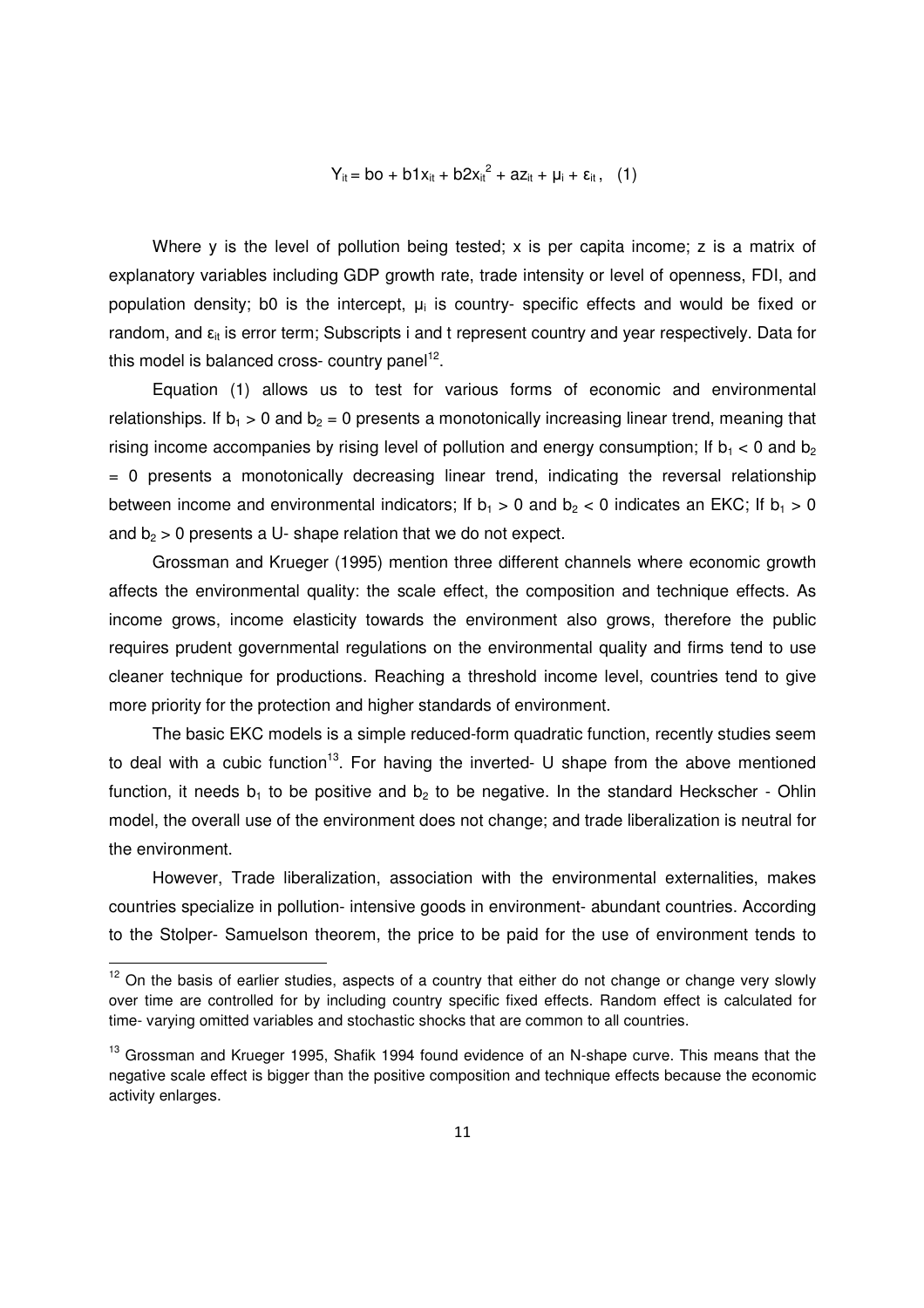$$Y_{it} = bo + b1x_{it} + b2x_{it}^2 + az_{it} + \mu_i + \varepsilon_{it}, \quad (1)$$

Where y is the level of pollution being tested; x is per capita income; z is a matrix of explanatory variables including GDP growth rate, trade intensity or level of openness, FDI, and population density; b0 is the intercept, $\mu_i$ is country- specific effects and would be fixed or random, and $\varepsilon_{it}$ is error term; Subscripts i and t represent country and year respectively. Data for this model is balanced cross- country panel[12].

Equation (1) allows us to test for various forms of economic and environmental relationships. If $b_1 > 0$ and $b_2 = 0$ presents a monotonically increasing linear trend, meaning that rising income accompanies by rising level of pollution and energy consumption; If $b_1 < 0$ and $b_2 = 0$ presents a monotonically decreasing linear trend, indicating the reversal relationship between income and environmental indicators; If $b_1 > 0$ and $b_2 < 0$ indicates an EKC; If $b_1 > 0$ and $b_2 > 0$ presents a U- shape relation that we do not expect.

Grossman and Krueger (1995) mention three different channels where economic growth affects the environmental quality: the scale effect, the composition and technique effects. As income grows, income elasticity towards the environment also grows, therefore the public requires prudent governmental regulations on the environmental quality and firms tend to use cleaner technique for productions. Reaching a threshold income level, countries tend to give more priority for the protection and higher standards of environment.

The basic EKC models is a simple reduced-form quadratic function, recently studies seem to deal with a cubic function[13]. For having the inverted- U shape from the above mentioned function, it needs $b_1$ to be positive and $b_2$ to be negative. In the standard Heckscher - Ohlin model, the overall use of the environment does not change; and trade liberalization is neutral for the environment.

However, Trade liberalization, association with the environmental externalities, makes countries specialize in pollution- intensive goods in environment- abundant countries. According to the Stolper- Samuelson theorem, the price to be paid for the use of environment tends to

---

[12] On the basis of earlier studies, aspects of a country that either do not change or change very slowly over time are controlled for by including country specific fixed effects. Random effect is calculated for time- varying omitted variables and stochastic shocks that are common to all countries.

[13] Grossman and Krueger 1995, Shafik 1994 found evidence of an N-shape curve. This means that the negative scale effect is bigger than the positive composition and technique effects because the economic activity enlarges.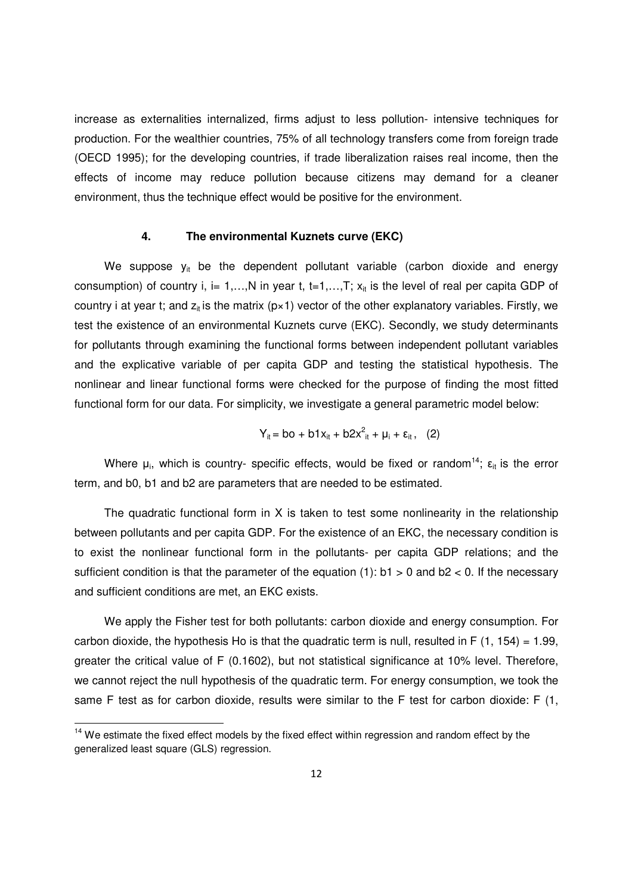increase as externalities internalized, firms adjust to less pollution- intensive techniques for production. For the wealthier countries, 75% of all technology transfers come from foreign trade (OECD 1995); for the developing countries, if trade liberalization raises real income, then the effects of income may reduce pollution because citizens may demand for a cleaner environment, thus the technique effect would be positive for the environment.

### 4. The environmental Kuznets curve (EKC)

We suppose $y_{it}$ be the dependent pollutant variable (carbon dioxide and energy consumption) of country i, i= 1,…,N in year t, t=1,…,T; $x_{it}$ is the level of real per capita GDP of country i at year t; and $z_{it}$ is the matrix (p×1) vector of the other explanatory variables. Firstly, we test the existence of an environmental Kuznets curve (EKC). Secondly, we study determinants for pollutants through examining the functional forms between independent pollutant variables and the explicative variable of per capita GDP and testing the statistical hypothesis. The nonlinear and linear functional forms were checked for the purpose of finding the most fitted functional form for our data. For simplicity, we investigate a general parametric model below:

$$Y_{it} = bo + b1x_{it} + b2x^2_{it} + \mu_i + \varepsilon_{it}, \quad (2)$$

Where $\mu_i$, which is country- specific effects, would be fixed or random[14]; $\varepsilon_{it}$ is the error term, and b0, b1 and b2 are parameters that are needed to be estimated.

The quadratic functional form in X is taken to test some nonlinearity in the relationship between pollutants and per capita GDP. For the existence of an EKC, the necessary condition is to exist the nonlinear functional form in the pollutants- per capita GDP relations; and the sufficient condition is that the parameter of the equation (1): $b1 > 0$ and $b2 < 0$. If the necessary and sufficient conditions are met, an EKC exists.

We apply the Fisher test for both pollutants: carbon dioxide and energy consumption. For carbon dioxide, the hypothesis Ho is that the quadratic term is null, resulted in $F(1, 154) = 1.99$, greater the critical value of F (0.1602), but not statistical significance at 10% level. Therefore, we cannot reject the null hypothesis of the quadratic term. For energy consumption, we took the same F test as for carbon dioxide, results were similar to the F test for carbon dioxide: F (1,

[14] We estimate the fixed effect models by the fixed effect within regression and random effect by the generalized least square (GLS) regression.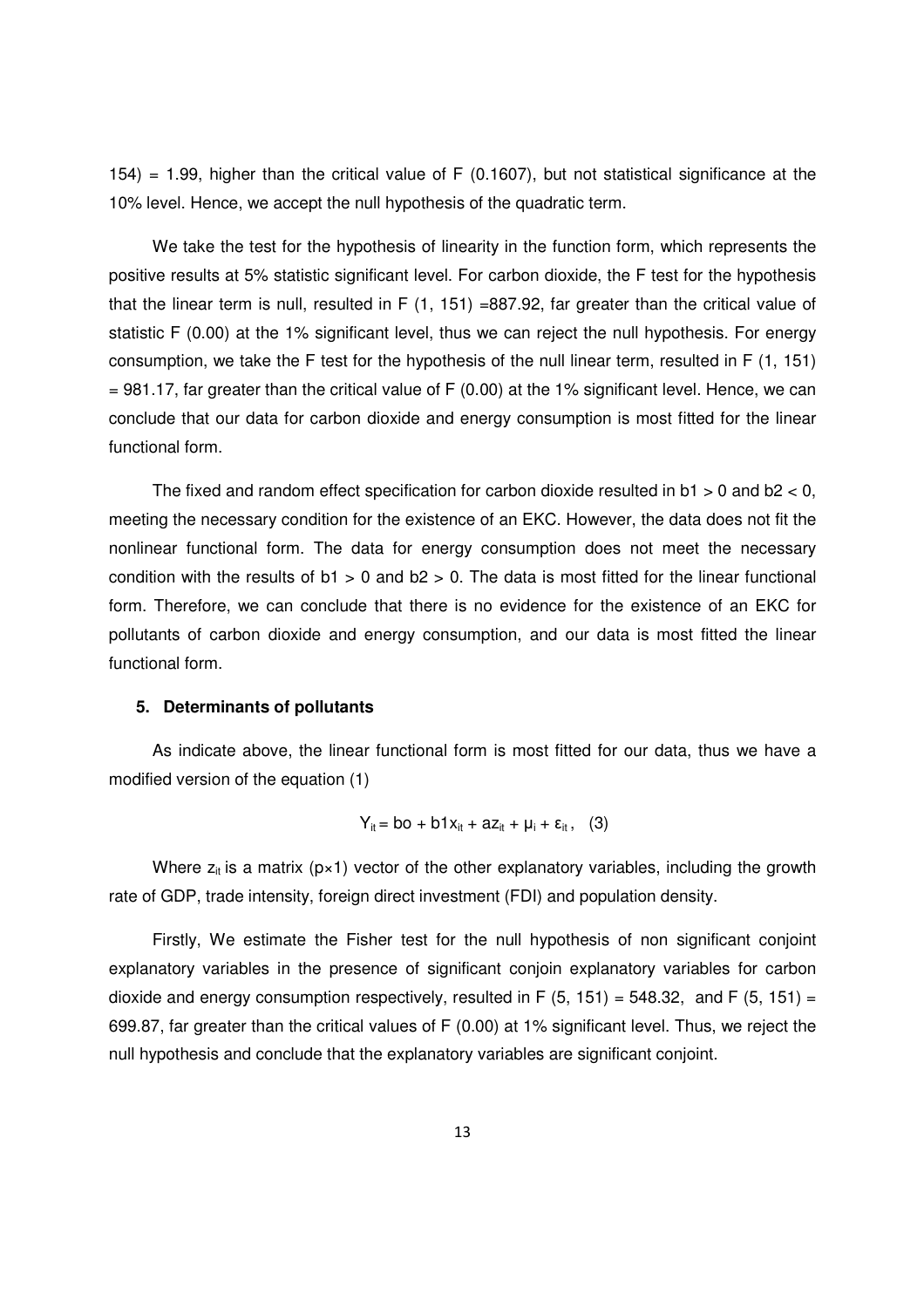154) = 1.99, higher than the critical value of F (0.1607), but not statistical significance at the 10% level. Hence, we accept the null hypothesis of the quadratic term.

We take the test for the hypothesis of linearity in the function form, which represents the positive results at 5% statistic significant level. For carbon dioxide, the F test for the hypothesis that the linear term is null, resulted in F (1, 151) =887.92, far greater than the critical value of statistic F (0.00) at the 1% significant level, thus we can reject the null hypothesis. For energy consumption, we take the F test for the hypothesis of the null linear term, resulted in F (1, 151) = 981.17, far greater than the critical value of F (0.00) at the 1% significant level. Hence, we can conclude that our data for carbon dioxide and energy consumption is most fitted for the linear functional form.

The fixed and random effect specification for carbon dioxide resulted in $b1 > 0$ and $b2 < 0$, meeting the necessary condition for the existence of an EKC. However, the data does not fit the nonlinear functional form. The data for energy consumption does not meet the necessary condition with the results of $b1 > 0$ and $b2 > 0$. The data is most fitted for the linear functional form. Therefore, we can conclude that there is no evidence for the existence of an EKC for pollutants of carbon dioxide and energy consumption, and our data is most fitted the linear functional form.

## 5. Determinants of pollutants

As indicate above, the linear functional form is most fitted for our data, thus we have a modified version of the equation (1)

$$Y_{it} = bo + b1x_{it} + az_{it} + \mu_i + \varepsilon_{it}, \quad (3)$$

Where $z_{it}$ is a matrix (p×1) vector of the other explanatory variables, including the growth rate of GDP, trade intensity, foreign direct investment (FDI) and population density.

Firstly, We estimate the Fisher test for the null hypothesis of non significant conjoint explanatory variables in the presence of significant conjoin explanatory variables for carbon dioxide and energy consumption respectively, resulted in F (5, 151) = 548.32, and F (5, 151) = 699.87, far greater than the critical values of F (0.00) at 1% significant level. Thus, we reject the null hypothesis and conclude that the explanatory variables are significant conjoint.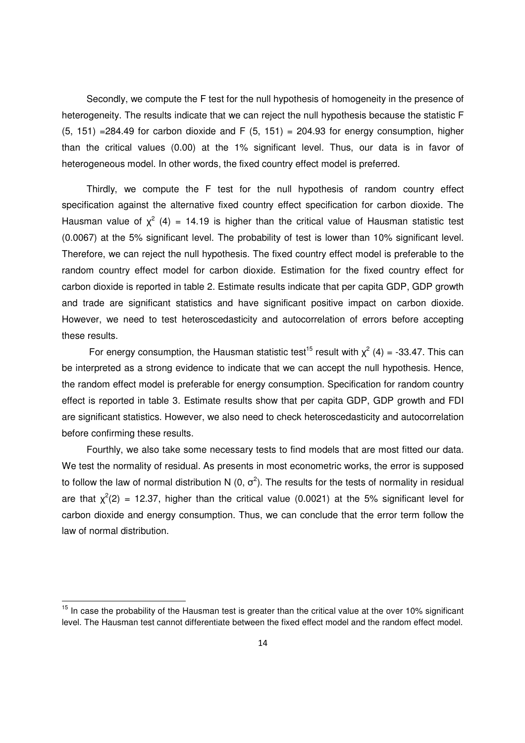Secondly, we compute the F test for the null hypothesis of homogeneity in the presence of heterogeneity. The results indicate that we can reject the null hypothesis because the statistic F (5, 151) =284.49 for carbon dioxide and F (5, 151) = 204.93 for energy consumption, higher than the critical values (0.00) at the 1% significant level. Thus, our data is in favor of heterogeneous model. In other words, the fixed country effect model is preferred.

Thirdly, we compute the F test for the null hypothesis of random country effect specification against the alternative fixed country effect specification for carbon dioxide. The Hausman value of $\chi^2$ (4) = 14.19 is higher than the critical value of Hausman statistic test (0.0067) at the 5% significant level. The probability of test is lower than 10% significant level. Therefore, we can reject the null hypothesis. The fixed country effect model is preferable to the random country effect model for carbon dioxide. Estimation for the fixed country effect for carbon dioxide is reported in table 2. Estimate results indicate that per capita GDP, GDP growth and trade are significant statistics and have significant positive impact on carbon dioxide. However, we need to test heteroscedasticity and autocorrelation of errors before accepting these results.

For energy consumption, the Hausman statistic test[15] result with $\chi^2$ (4) = -33.47. This can be interpreted as a strong evidence to indicate that we can accept the null hypothesis. Hence, the random effect model is preferable for energy consumption. Specification for random country effect is reported in table 3. Estimate results show that per capita GDP, GDP growth and FDI are significant statistics. However, we also need to check heteroscedasticity and autocorrelation before confirming these results.

Fourthly, we also take some necessary tests to find models that are most fitted our data. We test the normality of residual. As presents in most econometric works, the error is supposed to follow the law of normal distribution N (0, $\sigma^2$). The results for the tests of normality in residual are that $\chi^2$(2) = 12.37, higher than the critical value (0.0021) at the 5% significant level for carbon dioxide and energy consumption. Thus, we can conclude that the error term follow the law of normal distribution.

---

[15] In case the probability of the Hausman test is greater than the critical value at the over 10% significant level. The Hausman test cannot differentiate between the fixed effect model and the random effect model.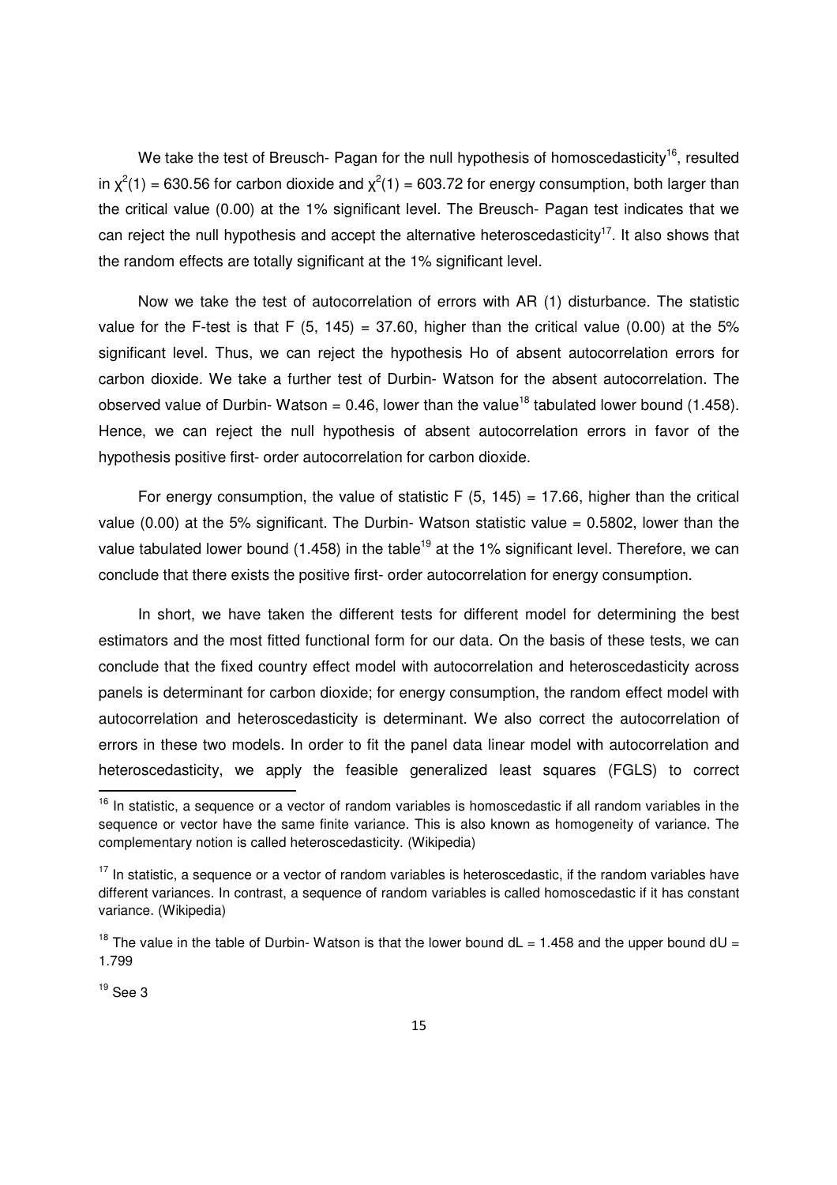We take the test of Breusch- Pagan for the null hypothesis of homoscedasticity[16], resulted in $\chi^2(1) = 630.56$ for carbon dioxide and $\chi^2(1) = 603.72$ for energy consumption, both larger than the critical value (0.00) at the 1% significant level. The Breusch- Pagan test indicates that we can reject the null hypothesis and accept the alternative heteroscedasticity[17]. It also shows that the random effects are totally significant at the 1% significant level.

Now we take the test of autocorrelation of errors with AR (1) disturbance. The statistic value for the F-test is that $F(5, 145) = 37.60$, higher than the critical value (0.00) at the 5% significant level. Thus, we can reject the hypothesis Ho of absent autocorrelation errors for carbon dioxide. We take a further test of Durbin- Watson for the absent autocorrelation. The observed value of Durbin- Watson = 0.46, lower than the value[18] tabulated lower bound (1.458). Hence, we can reject the null hypothesis of absent autocorrelation errors in favor of the hypothesis positive first- order autocorrelation for carbon dioxide.

For energy consumption, the value of statistic $F(5, 145) = 17.66$, higher than the critical value (0.00) at the 5% significant. The Durbin- Watson statistic value = 0.5802, lower than the value tabulated lower bound (1.458) in the table[19] at the 1% significant level. Therefore, we can conclude that there exists the positive first- order autocorrelation for energy consumption.

In short, we have taken the different tests for different model for determining the best estimators and the most fitted functional form for our data. On the basis of these tests, we can conclude that the fixed country effect model with autocorrelation and heteroscedasticity across panels is determinant for carbon dioxide; for energy consumption, the random effect model with autocorrelation and heteroscedasticity is determinant. We also correct the autocorrelation of errors in these two models. In order to fit the panel data linear model with autocorrelation and heteroscedasticity, we apply the feasible generalized least squares (FGLS) to correct

---

[16] In statistic, a sequence or a vector of random variables is homoscedastic if all random variables in the sequence or vector have the same finite variance. This is also known as homogeneity of variance. The complementary notion is called heteroscedasticity. (Wikipedia)

[17] In statistic, a sequence or a vector of random variables is heteroscedastic, if the random variables have different variances. In contrast, a sequence of random variables is called homoscedastic if it has constant variance. (Wikipedia)

[18] The value in the table of Durbin- Watson is that the lower bound $dL = 1.458$ and the upper bound $dU = 1.799$

[19] See 3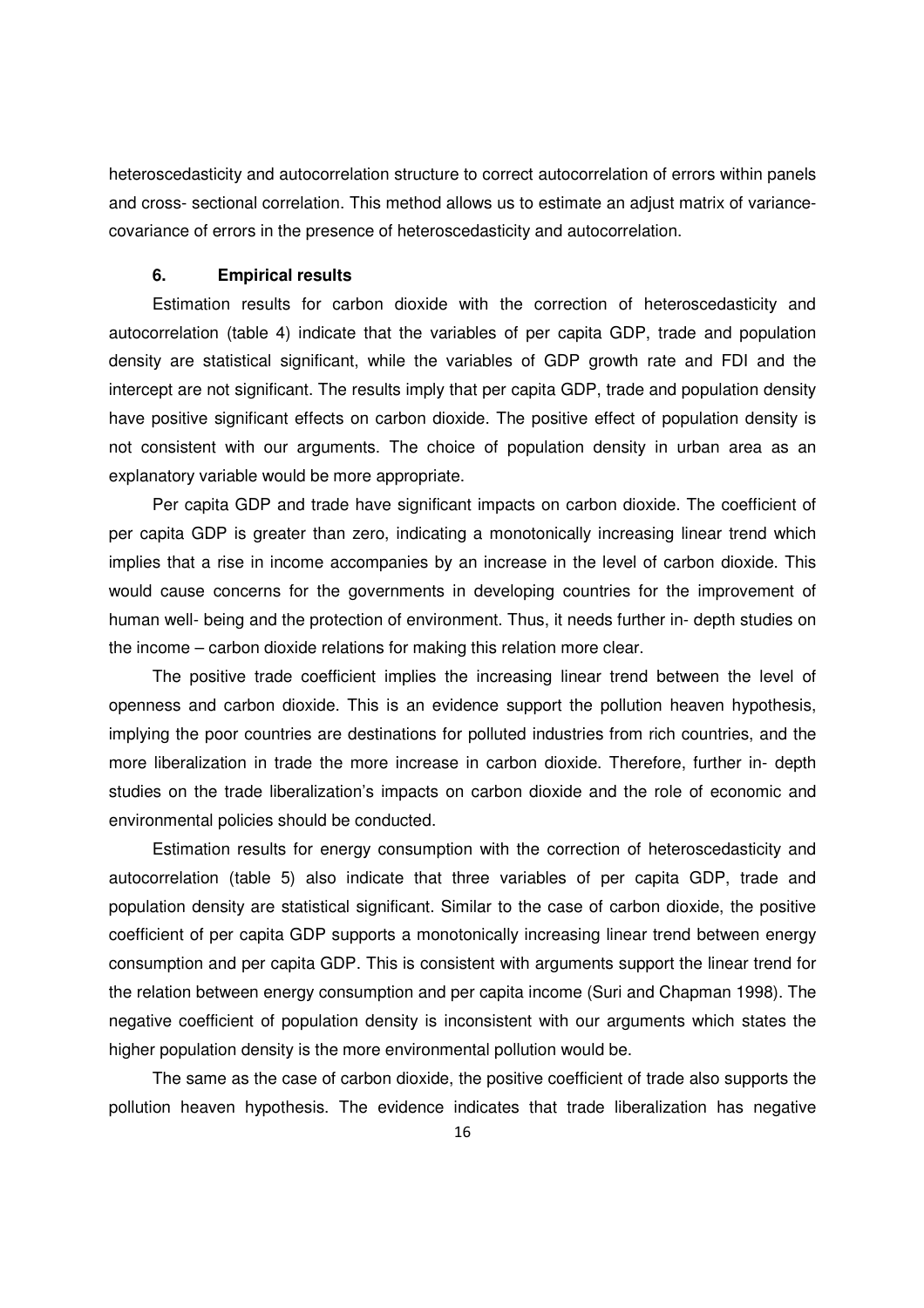heteroscedasticity and autocorrelation structure to correct autocorrelation of errors within panels and cross- sectional correlation. This method allows us to estimate an adjust matrix of variance-covariance of errors in the presence of heteroscedasticity and autocorrelation.

## 6. Empirical results

Estimation results for carbon dioxide with the correction of heteroscedasticity and autocorrelation (table 4) indicate that the variables of per capita GDP, trade and population density are statistical significant, while the variables of GDP growth rate and FDI and the intercept are not significant. The results imply that per capita GDP, trade and population density have positive significant effects on carbon dioxide. The positive effect of population density is not consistent with our arguments. The choice of population density in urban area as an explanatory variable would be more appropriate.

Per capita GDP and trade have significant impacts on carbon dioxide. The coefficient of per capita GDP is greater than zero, indicating a monotonically increasing linear trend which implies that a rise in income accompanies by an increase in the level of carbon dioxide. This would cause concerns for the governments in developing countries for the improvement of human well- being and the protection of environment. Thus, it needs further in- depth studies on the income – carbon dioxide relations for making this relation more clear.

The positive trade coefficient implies the increasing linear trend between the level of openness and carbon dioxide. This is an evidence support the pollution heaven hypothesis, implying the poor countries are destinations for polluted industries from rich countries, and the more liberalization in trade the more increase in carbon dioxide. Therefore, further in- depth studies on the trade liberalization's impacts on carbon dioxide and the role of economic and environmental policies should be conducted.

Estimation results for energy consumption with the correction of heteroscedasticity and autocorrelation (table 5) also indicate that three variables of per capita GDP, trade and population density are statistical significant. Similar to the case of carbon dioxide, the positive coefficient of per capita GDP supports a monotonically increasing linear trend between energy consumption and per capita GDP. This is consistent with arguments support the linear trend for the relation between energy consumption and per capita income (Suri and Chapman 1998). The negative coefficient of population density is inconsistent with our arguments which states the higher population density is the more environmental pollution would be.

The same as the case of carbon dioxide, the positive coefficient of trade also supports the pollution heaven hypothesis. The evidence indicates that trade liberalization has negative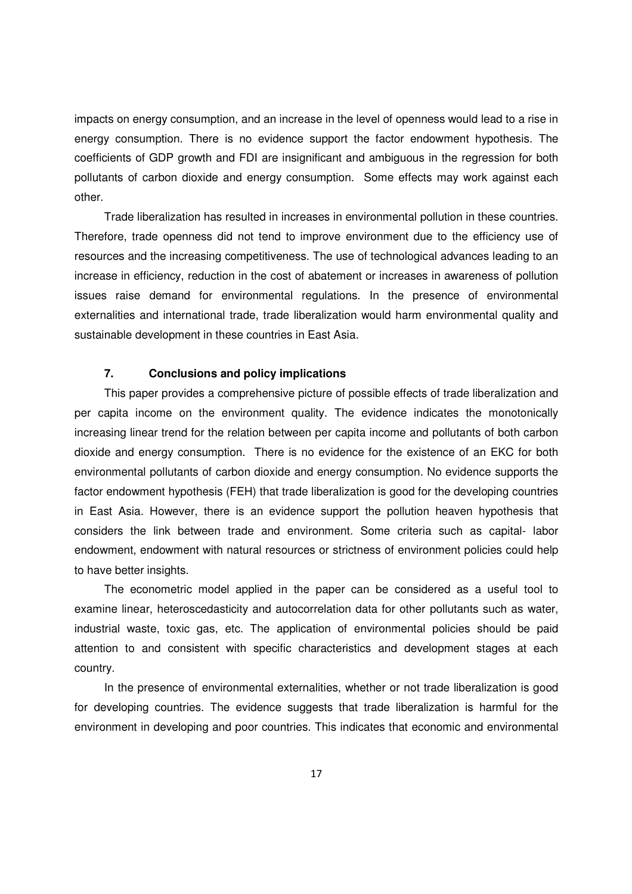impacts on energy consumption, and an increase in the level of openness would lead to a rise in energy consumption. There is no evidence support the factor endowment hypothesis. The coefficients of GDP growth and FDI are insignificant and ambiguous in the regression for both pollutants of carbon dioxide and energy consumption. Some effects may work against each other.

Trade liberalization has resulted in increases in environmental pollution in these countries. Therefore, trade openness did not tend to improve environment due to the efficiency use of resources and the increasing competitiveness. The use of technological advances leading to an increase in efficiency, reduction in the cost of abatement or increases in awareness of pollution issues raise demand for environmental regulations. In the presence of environmental externalities and international trade, trade liberalization would harm environmental quality and sustainable development in these countries in East Asia.

## 7. Conclusions and policy implications

This paper provides a comprehensive picture of possible effects of trade liberalization and per capita income on the environment quality. The evidence indicates the monotonically increasing linear trend for the relation between per capita income and pollutants of both carbon dioxide and energy consumption. There is no evidence for the existence of an EKC for both environmental pollutants of carbon dioxide and energy consumption. No evidence supports the factor endowment hypothesis (FEH) that trade liberalization is good for the developing countries in East Asia. However, there is an evidence support the pollution heaven hypothesis that considers the link between trade and environment. Some criteria such as capital- labor endowment, endowment with natural resources or strictness of environment policies could help to have better insights.

The econometric model applied in the paper can be considered as a useful tool to examine linear, heteroscedasticity and autocorrelation data for other pollutants such as water, industrial waste, toxic gas, etc. The application of environmental policies should be paid attention to and consistent with specific characteristics and development stages at each country.

In the presence of environmental externalities, whether or not trade liberalization is good for developing countries. The evidence suggests that trade liberalization is harmful for the environment in developing and poor countries. This indicates that economic and environmental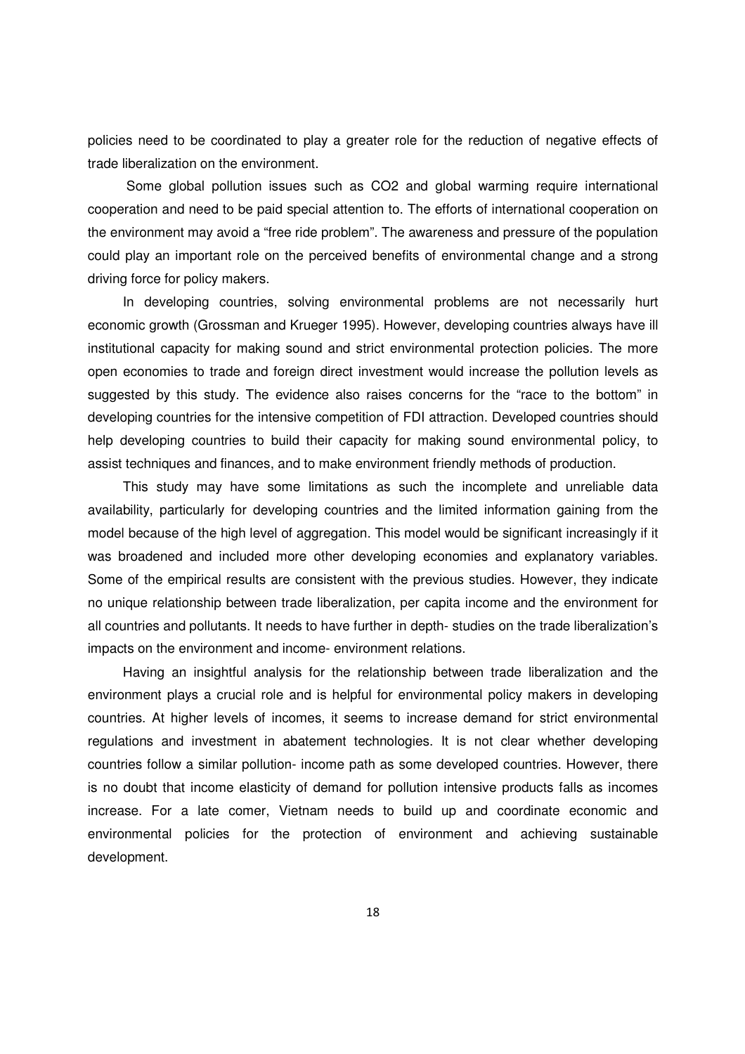policies need to be coordinated to play a greater role for the reduction of negative effects of trade liberalization on the environment.

Some global pollution issues such as $CO_2$ and global warming require international cooperation and need to be paid special attention to. The efforts of international cooperation on the environment may avoid a "free ride problem". The awareness and pressure of the population could play an important role on the perceived benefits of environmental change and a strong driving force for policy makers.

In developing countries, solving environmental problems are not necessarily hurt economic growth (Grossman and Krueger 1995). However, developing countries always have ill institutional capacity for making sound and strict environmental protection policies. The more open economies to trade and foreign direct investment would increase the pollution levels as suggested by this study. The evidence also raises concerns for the "race to the bottom" in developing countries for the intensive competition of FDI attraction. Developed countries should help developing countries to build their capacity for making sound environmental policy, to assist techniques and finances, and to make environment friendly methods of production.

This study may have some limitations as such the incomplete and unreliable data availability, particularly for developing countries and the limited information gaining from the model because of the high level of aggregation. This model would be significant increasingly if it was broadened and included more other developing economies and explanatory variables. Some of the empirical results are consistent with the previous studies. However, they indicate no unique relationship between trade liberalization, per capita income and the environment for all countries and pollutants. It needs to have further in depth- studies on the trade liberalization's impacts on the environment and income- environment relations.

Having an insightful analysis for the relationship between trade liberalization and the environment plays a crucial role and is helpful for environmental policy makers in developing countries. At higher levels of incomes, it seems to increase demand for strict environmental regulations and investment in abatement technologies. It is not clear whether developing countries follow a similar pollution- income path as some developed countries. However, there is no doubt that income elasticity of demand for pollution intensive products falls as incomes increase. For a late comer, Vietnam needs to build up and coordinate economic and environmental policies for the protection of environment and achieving sustainable development.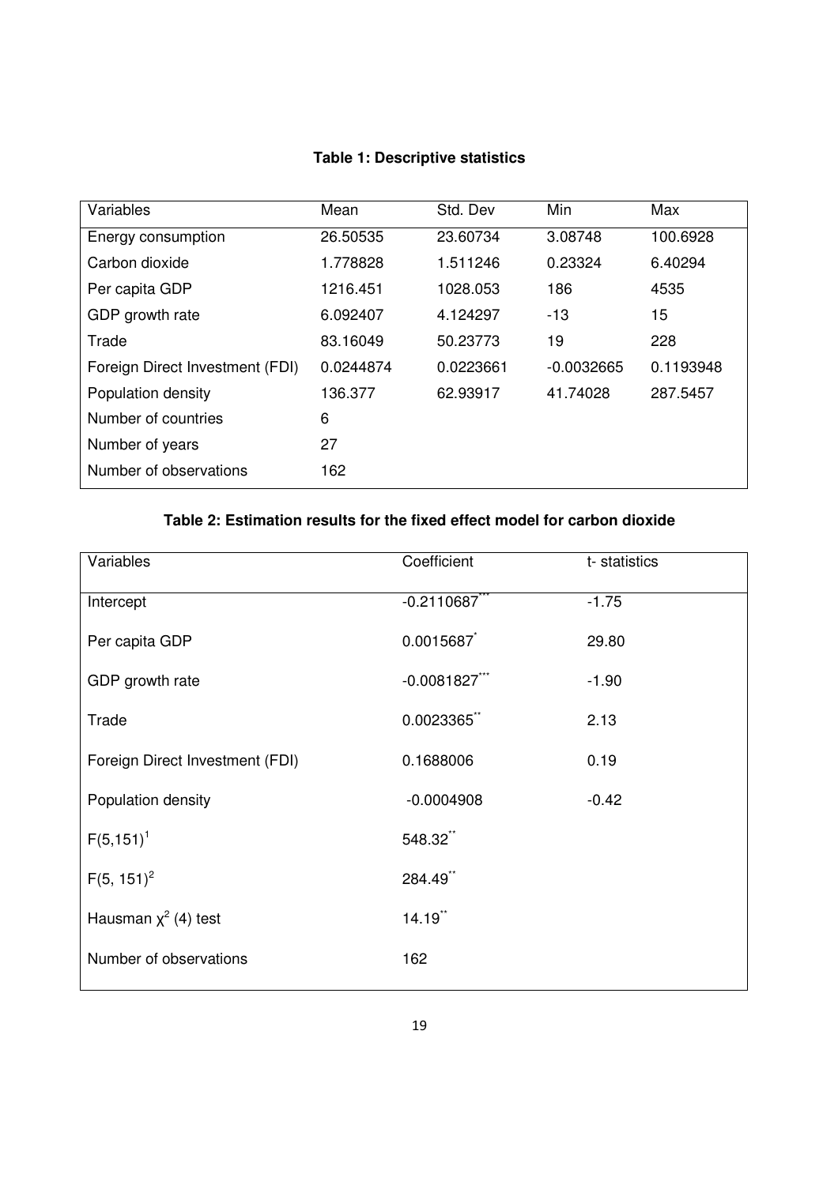**Table 1: Descriptive statistics**

| Variables | Mean | Std. Dev | Min | Max |
|---|---|---|---|---|
| Energy consumption | 26.50535 | 23.60734 | 3.08748 | 100.6928 |
| Carbon dioxide | 1.778828 | 1.511246 | 0.23324 | 6.40294 |
| Per capita GDP | 1216.451 | 1028.053 | 186 | 4535 |
| GDP growth rate | 6.092407 | 4.124297 | -13 | 15 |
| Trade | 83.16049 | 50.23773 | 19 | 228 |
| Foreign Direct Investment (FDI) | 0.0244874 | 0.0223661 | -0.0032665 | 0.1193948 |
| Population density | 136.377 | 62.93917 | 41.74028 | 287.5457 |
| Number of countries | 6 | | | |
| Number of years | 27 | | | |
| Number of observations | 162 | | | |

**Table 2: Estimation results for the fixed effect model for carbon dioxide**

| Variables | Coefficient | t- statistics |
|---|---|---|
| Intercept | -0.2110687*** | -1.75 |
| Per capita GDP | 0.0015687* | 29.80 |
| GDP growth rate | -0.0081827*** | -1.90 |
| Trade | 0.0023365** | 2.13 |
| Foreign Direct Investment (FDI) | 0.1688006 | 0.19 |
| Population density | -0.0004908 | -0.42 |
| $F(5,151)$[1] | 548.32** | |
| $F(5, 151)$[2] | 284.49** | |
| Hausman $\chi^2$ (4) test | 14.19** | |
| Number of observations | 162 | |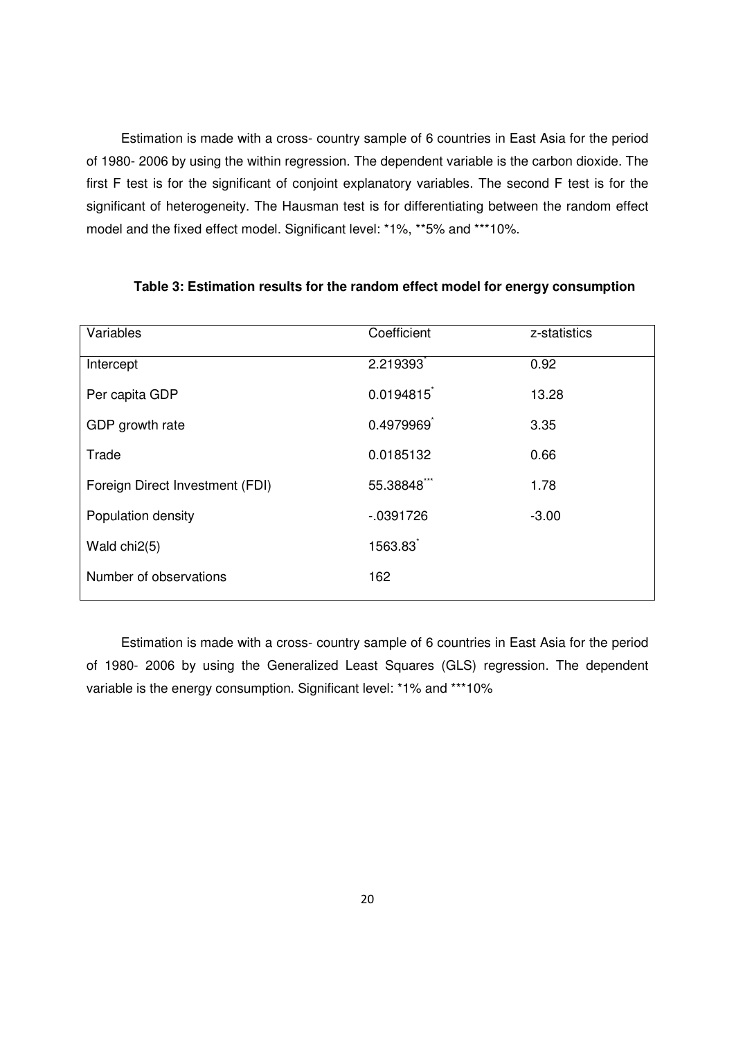Estimation is made with a cross- country sample of 6 countries in East Asia for the period of 1980- 2006 by using the within regression. The dependent variable is the carbon dioxide. The first F test is for the significant of conjoint explanatory variables. The second F test is for the significant of heterogeneity. The Hausman test is for differentiating between the random effect model and the fixed effect model. Significant level: *1%, **5% and ***10%.

**Table 3: Estimation results for the random effect model for energy consumption**

| Variables | Coefficient | z-statistics |
| --- | --- | --- |
| Intercept | 2.219393* | 0.92 |
| Per capita GDP | 0.0194815* | 13.28 |
| GDP growth rate | 0.4979969* | 3.35 |
| Trade | 0.0185132 | 0.66 |
| Foreign Direct Investment (FDI) | 55.38848*** | 1.78 |
| Population density | -.0391726 | -3.00 |
| Wald chi2(5) | 1563.83* | |
| Number of observations | 162 | |

Estimation is made with a cross- country sample of 6 countries in East Asia for the period of 1980- 2006 by using the Generalized Least Squares (GLS) regression. The dependent variable is the energy consumption. Significant level: *1% and ***10%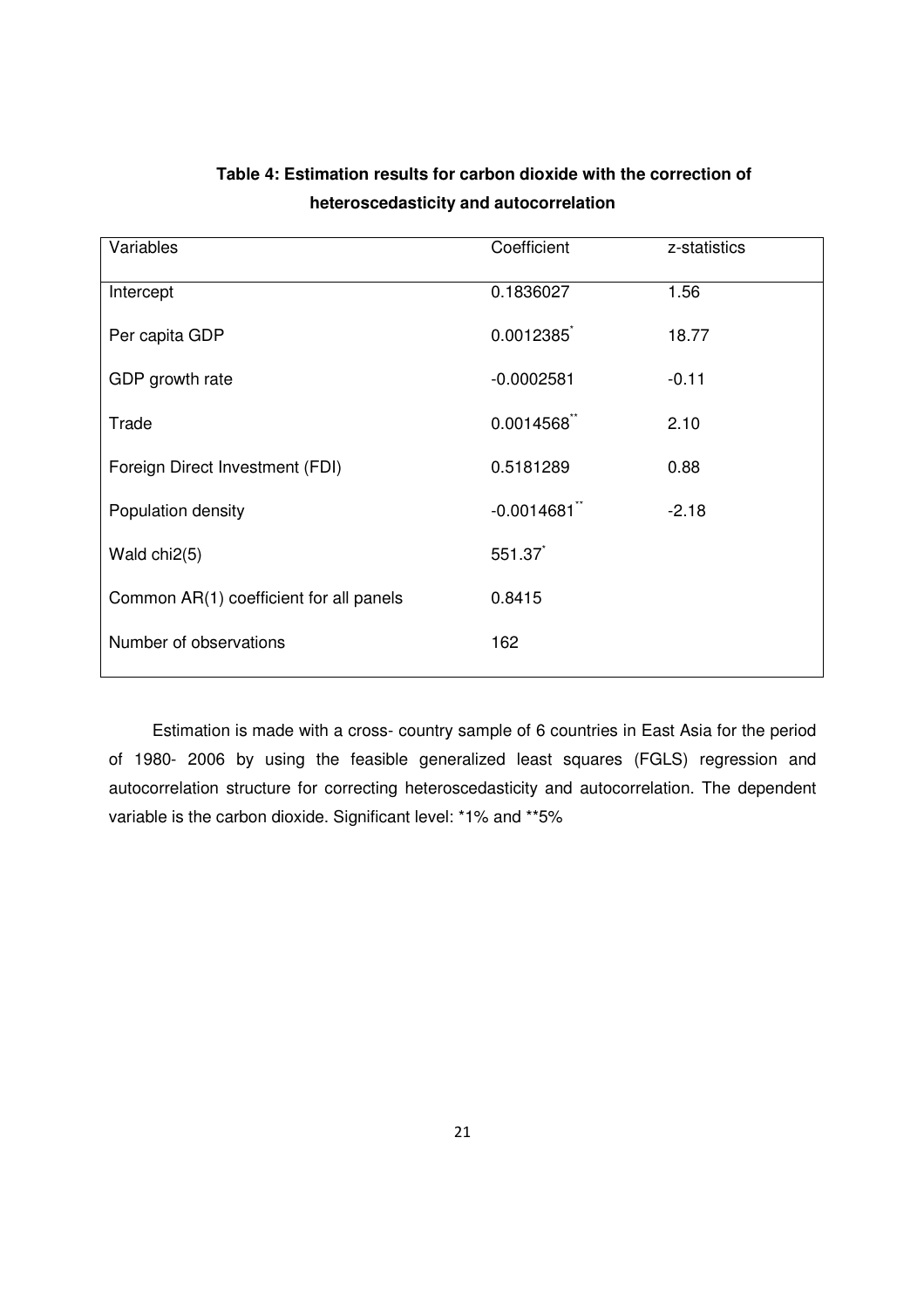**Table 4: Estimation results for carbon dioxide with the correction of heteroscedasticity and autocorrelation**

| Variables | Coefficient | z-statistics |
|---|---|---|
| Intercept | 0.1836027 | 1.56 |
| Per capita GDP | 0.0012385* | 18.77 |
| GDP growth rate | -0.0002581 | -0.11 |
| Trade | 0.0014568** | 2.10 |
| Foreign Direct Investment (FDI) | 0.5181289 | 0.88 |
| Population density | -0.0014681** | -2.18 |
| Wald chi2(5) | 551.37* | |
| Common AR(1) coefficient for all panels | 0.8415 | |
| Number of observations | 162 | |

Estimation is made with a cross- country sample of 6 countries in East Asia for the period of 1980- 2006 by using the feasible generalized least squares (FGLS) regression and autocorrelation structure for correcting heteroscedasticity and autocorrelation. The dependent variable is the carbon dioxide. Significant level: *1% and **5%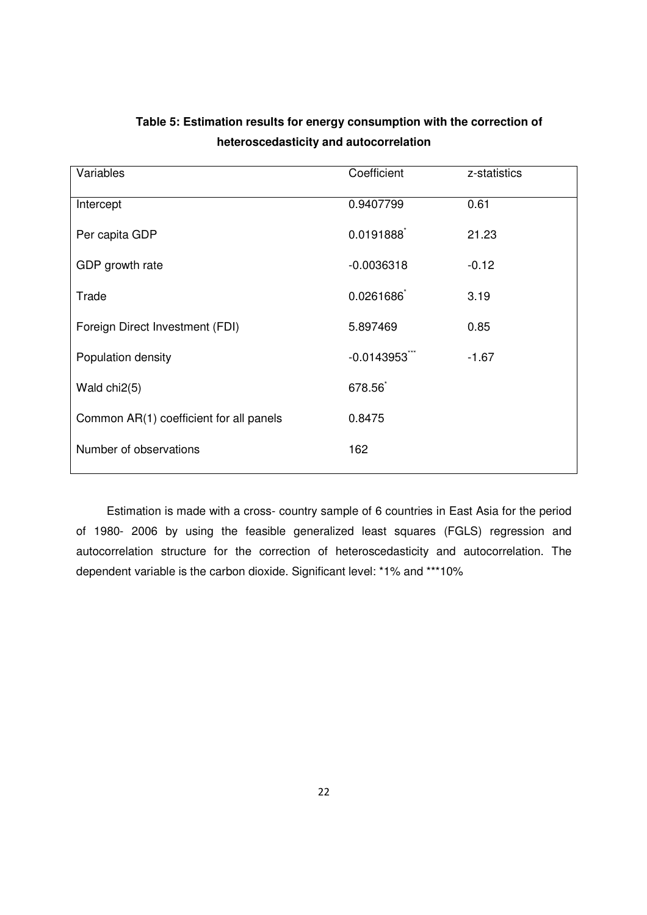**Table 5: Estimation results for energy consumption with the correction of heteroscedasticity and autocorrelation**

| Variables | Coefficient | z-statistics |
|---|---|---|
| Intercept | 0.9407799 | 0.61 |
| Per capita GDP | 0.0191888* | 21.23 |
| GDP growth rate | -0.0036318 | -0.12 |
| Trade | 0.0261686* | 3.19 |
| Foreign Direct Investment (FDI) | 5.897469 | 0.85 |
| Population density | -0.0143953*** | -1.67 |
| Wald chi2(5) | 678.56* | |
| Common AR(1) coefficient for all panels | 0.8475 | |
| Number of observations | 162 | |

Estimation is made with a cross- country sample of 6 countries in East Asia for the period of 1980- 2006 by using the feasible generalized least squares (FGLS) regression and autocorrelation structure for the correction of heteroscedasticity and autocorrelation. The dependent variable is the carbon dioxide. Significant level: *1% and ***10%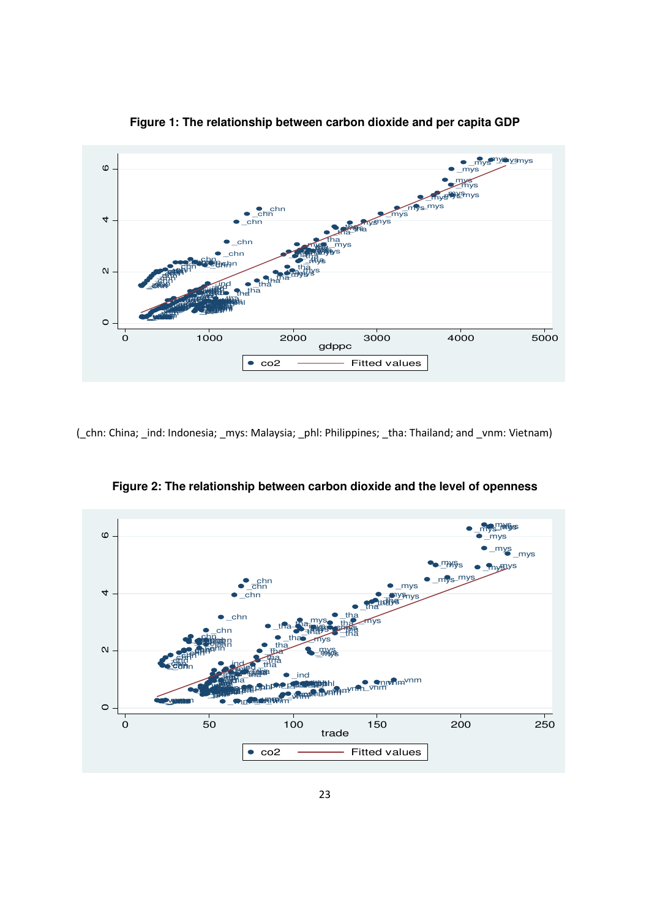**Figure 1: The relationship between carbon dioxide and per capita GDP**

(_chn: China; _ind: Indonesia; _mys: Malaysia; _phl: Philippines; _tha: Thailand; and _vnm: Vietnam)

**Figure 2: The relationship between carbon dioxide and the level of openness**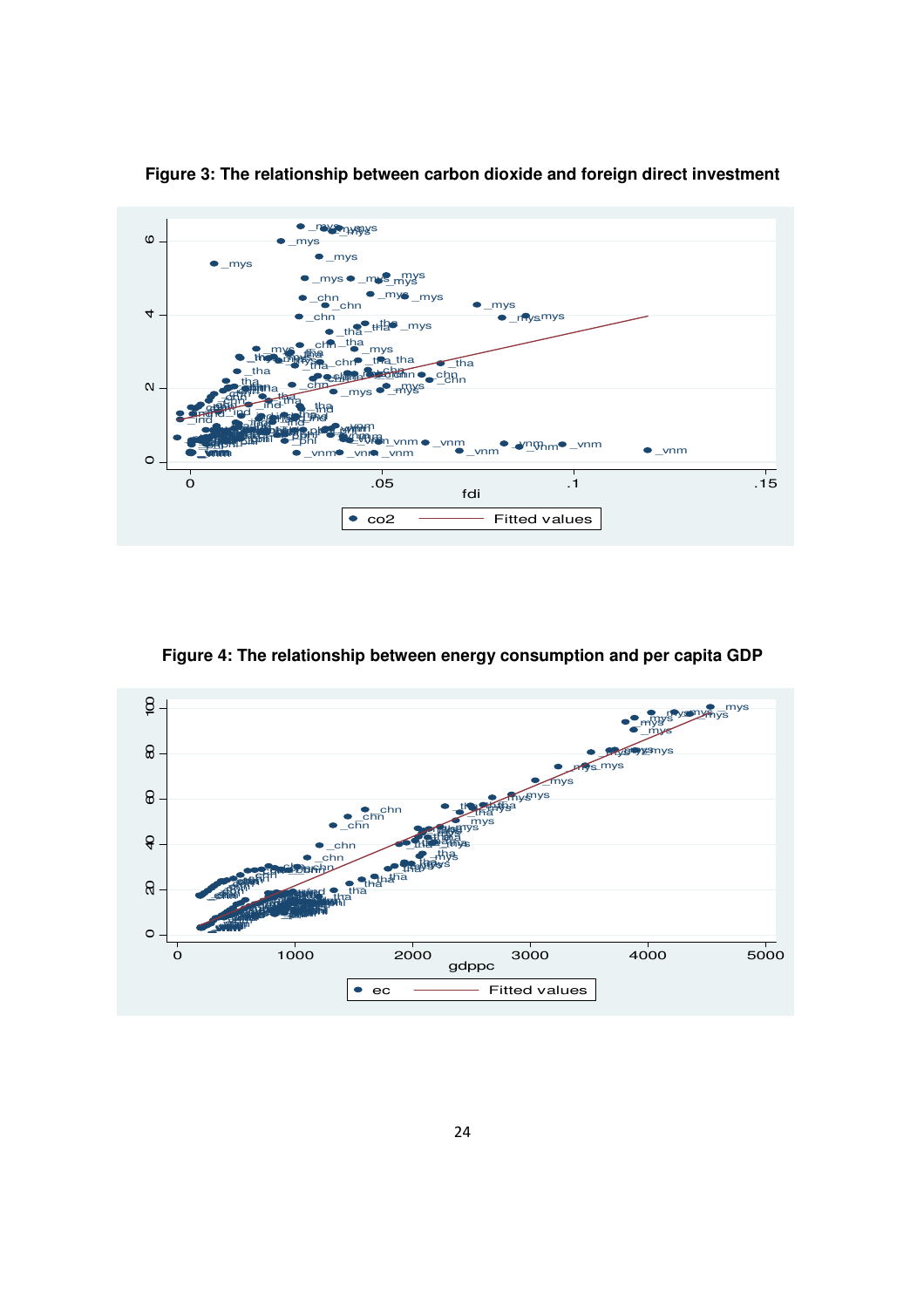**Figure 3: The relationship between carbon dioxide and foreign direct investment**

**Figure 4: The relationship between energy consumption and per capita GDP**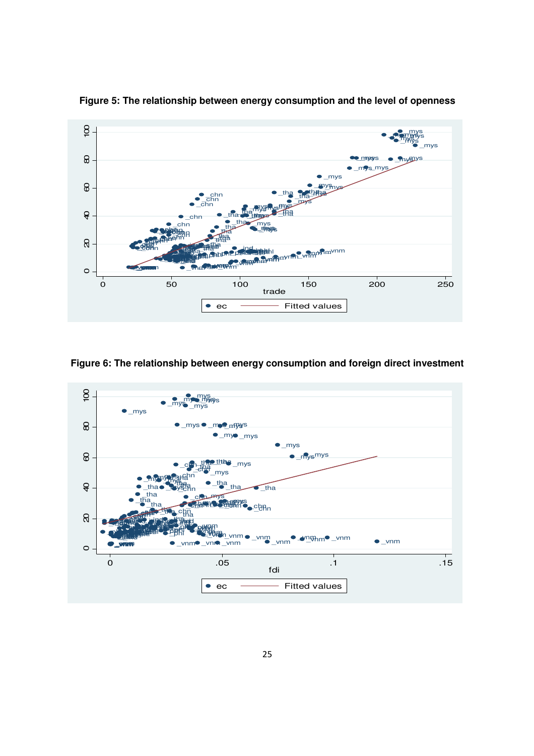**Figure 5: The relationship between energy consumption and the level of openness**

**Figure 6: The relationship between energy consumption and foreign direct investment**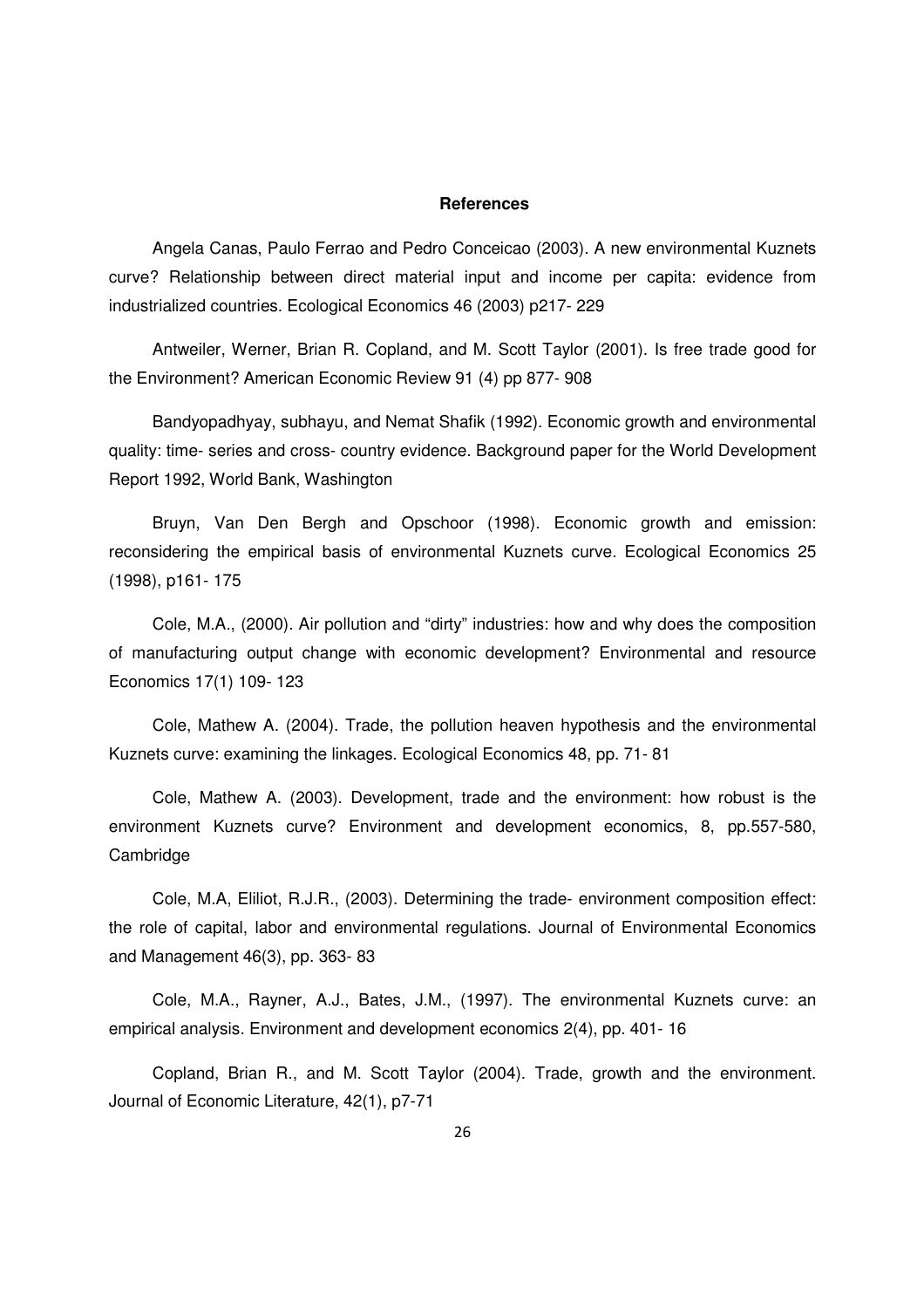**References**

Angela Canas, Paulo Ferrao and Pedro Conceicao (2003). A new environmental Kuznets curve? Relationship between direct material input and income per capita: evidence from industrialized countries. Ecological Economics 46 (2003) p217- 229

Antweiler, Werner, Brian R. Copland, and M. Scott Taylor (2001). Is free trade good for the Environment? American Economic Review 91 (4) pp 877- 908

Bandyopadhyay, subhayu, and Nemat Shafik (1992). Economic growth and environmental quality: time- series and cross- country evidence. Background paper for the World Development Report 1992, World Bank, Washington

Bruyn, Van Den Bergh and Opschoor (1998). Economic growth and emission: reconsidering the empirical basis of environmental Kuznets curve. Ecological Economics 25 (1998), p161- 175

Cole, M.A., (2000). Air pollution and "dirty" industries: how and why does the composition of manufacturing output change with economic development? Environmental and resource Economics 17(1) 109- 123

Cole, Mathew A. (2004). Trade, the pollution heaven hypothesis and the environmental Kuznets curve: examining the linkages. Ecological Economics 48, pp. 71- 81

Cole, Mathew A. (2003). Development, trade and the environment: how robust is the environment Kuznets curve? Environment and development economics, 8, pp.557-580, Cambridge

Cole, M.A, Eliliot, R.J.R., (2003). Determining the trade- environment composition effect: the role of capital, labor and environmental regulations. Journal of Environmental Economics and Management 46(3), pp. 363- 83

Cole, M.A., Rayner, A.J., Bates, J.M., (1997). The environmental Kuznets curve: an empirical analysis. Environment and development economics 2(4), pp. 401- 16

Copland, Brian R., and M. Scott Taylor (2004). Trade, growth and the environment. Journal of Economic Literature, 42(1), p7-71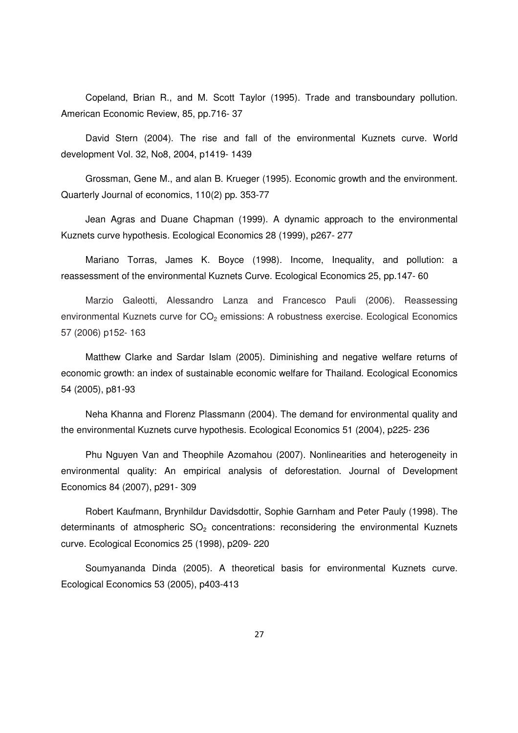Copeland, Brian R., and M. Scott Taylor (1995). Trade and transboundary pollution. American Economic Review, 85, pp.716- 37

David Stern (2004). The rise and fall of the environmental Kuznets curve. World development Vol. 32, No8, 2004, p1419- 1439

Grossman, Gene M., and alan B. Krueger (1995). Economic growth and the environment. Quarterly Journal of economics, 110(2) pp. 353-77

Jean Agras and Duane Chapman (1999). A dynamic approach to the environmental Kuznets curve hypothesis. Ecological Economics 28 (1999), p267- 277

Mariano Torras, James K. Boyce (1998). Income, Inequality, and pollution: a reassessment of the environmental Kuznets Curve. Ecological Economics 25, pp.147- 60

Marzio Galeotti, Alessandro Lanza and Francesco Pauli (2006). Reassessing environmental Kuznets curve for $CO_2$ emissions: A robustness exercise. Ecological Economics 57 (2006) p152- 163

Matthew Clarke and Sardar Islam (2005). Diminishing and negative welfare returns of economic growth: an index of sustainable economic welfare for Thailand. Ecological Economics 54 (2005), p81-93

Neha Khanna and Florenz Plassmann (2004). The demand for environmental quality and the environmental Kuznets curve hypothesis. Ecological Economics 51 (2004), p225- 236

Phu Nguyen Van and Theophile Azomahou (2007). Nonlinearities and heterogeneity in environmental quality: An empirical analysis of deforestation. Journal of Development Economics 84 (2007), p291- 309

Robert Kaufmann, Brynhildur Davidsdottir, Sophie Garnham and Peter Pauly (1998). The determinants of atmospheric $SO_2$ concentrations: reconsidering the environmental Kuznets curve. Ecological Economics 25 (1998), p209- 220

Soumyananda Dinda (2005). A theoretical basis for environmental Kuznets curve. Ecological Economics 53 (2005), p403-413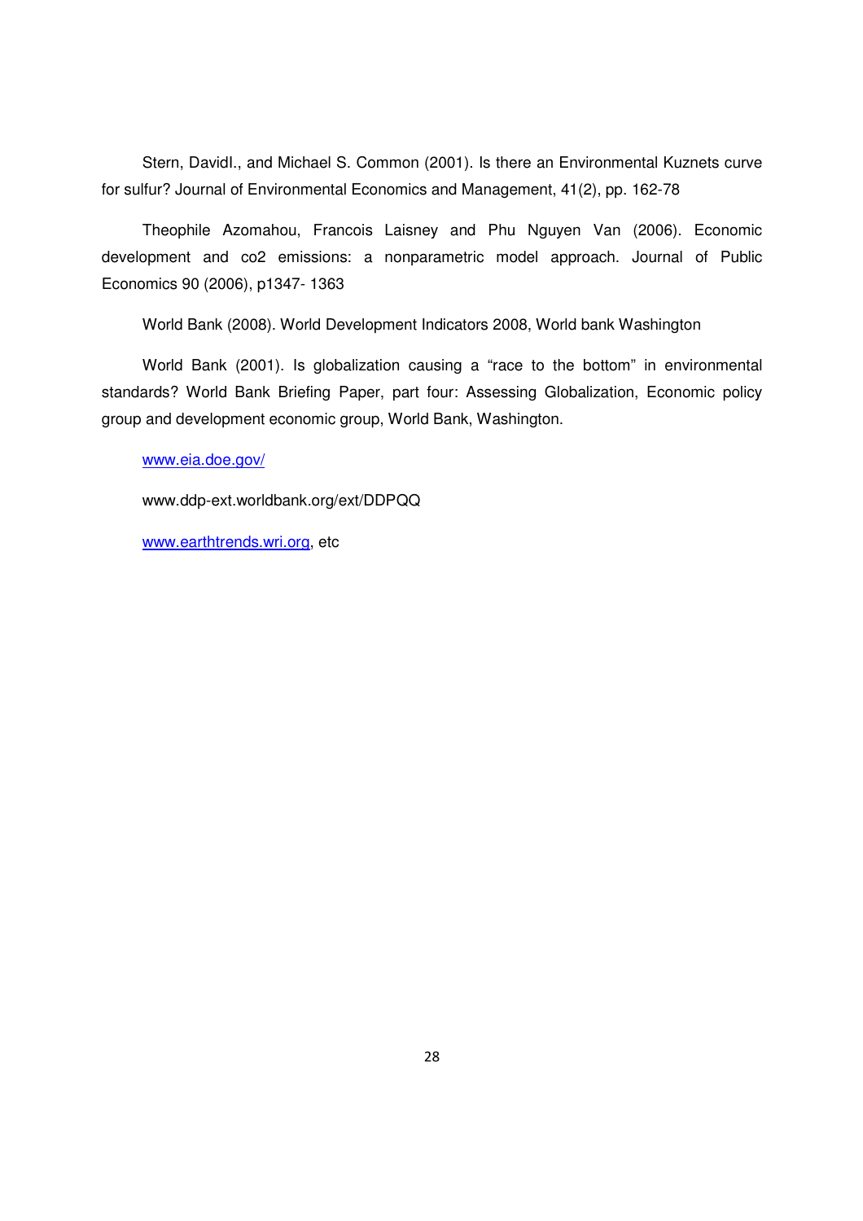Stern, DavidI., and Michael S. Common (2001). Is there an Environmental Kuznets curve for sulfur? Journal of Environmental Economics and Management, 41(2), pp. 162-78

Theophile Azomahou, Francois Laisney and Phu Nguyen Van (2006). Economic development and co2 emissions: a nonparametric model approach. Journal of Public Economics 90 (2006), p1347- 1363

World Bank (2008). World Development Indicators 2008, World bank Washington

World Bank (2001). Is globalization causing a “race to the bottom” in environmental standards? World Bank Briefing Paper, part four: Assessing Globalization, Economic policy group and development economic group, World Bank, Washington.

www.eia.doe.gov/

www.ddp-ext.worldbank.org/ext/DDPQQ

www.earthtrends.wri.org, etc